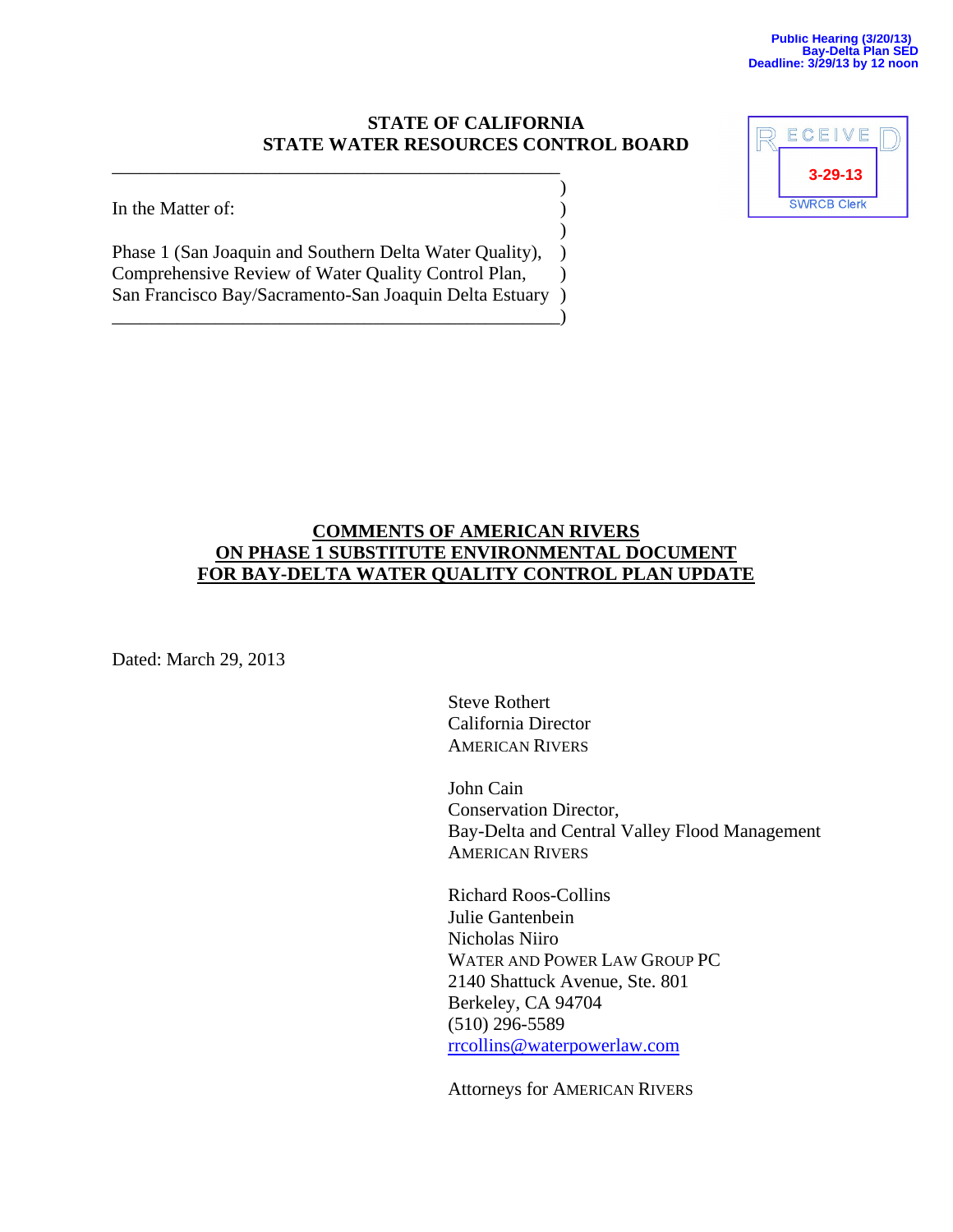Public Hearing (3/20/13)
Bay-Delta Plan SED
Deadline: 3/29/13 by 12 noon

RECEIVED
3-29-13
SWRCB Clerk

**STATE OF CALIFORNIA**
**STATE WATER RESOURCES CONTROL BOARD**

In the Matter of:

Phase 1 (San Joaquin and Southern Delta Water Quality),
Comprehensive Review of Water Quality Control Plan,
San Francisco Bay/Sacramento-San Joaquin Delta Estuary

**COMMENTS OF AMERICAN RIVERS**
**ON PHASE 1 SUBSTITUTE ENVIRONMENTAL DOCUMENT**
**FOR BAY-DELTA WATER QUALITY CONTROL PLAN UPDATE**

Dated: March 29, 2013

Steve Rothert
California Director
AMERICAN RIVERS

John Cain
Conservation Director,
Bay-Delta and Central Valley Flood Management
AMERICAN RIVERS

Richard Roos-Collins
Julie Gantenbein
Nicholas Niiro
WATER AND POWER LAW GROUP PC
2140 Shattuck Avenue, Ste. 801
Berkeley, CA 94704
(510) 296-5589
rrcollins@waterpowerlaw.com

Attorneys for AMERICAN RIVERS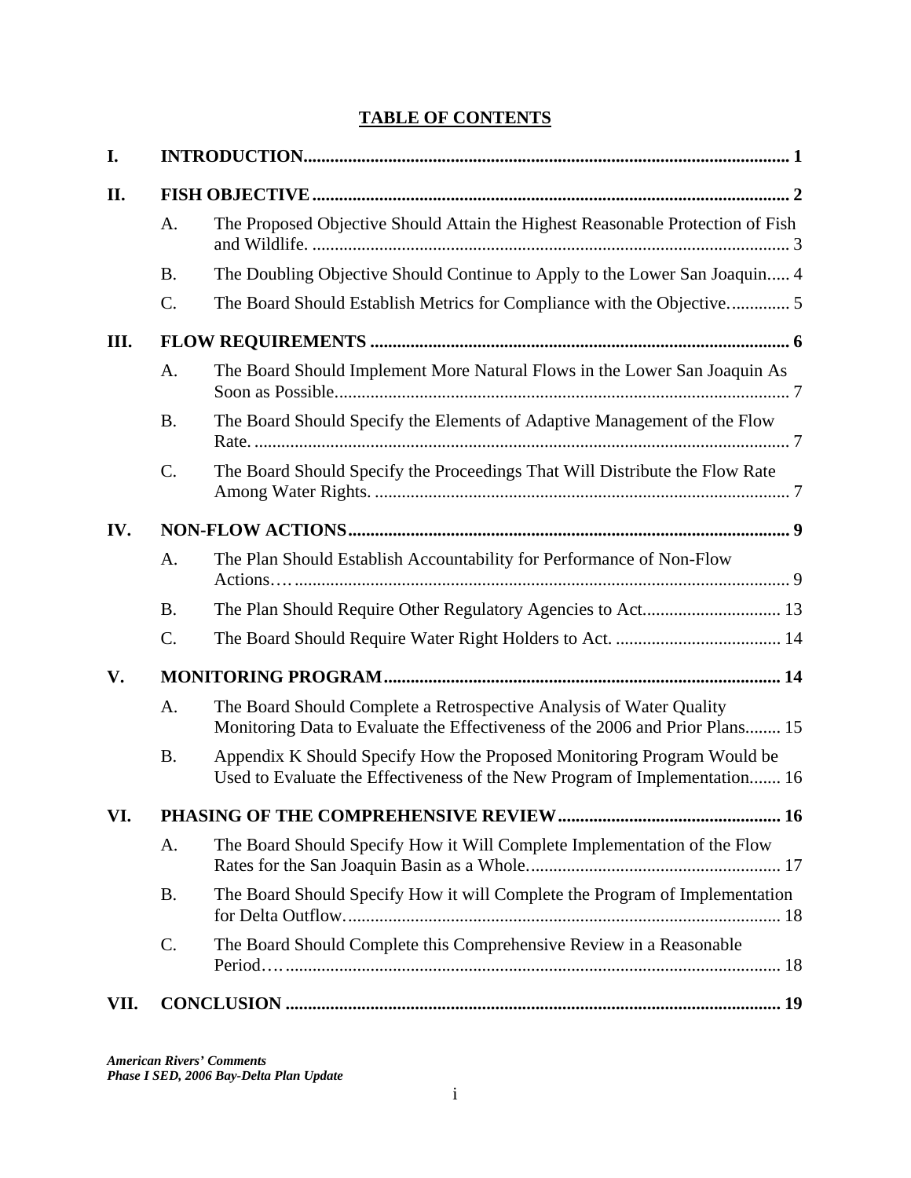# TABLE OF CONTENTS

**I. INTRODUCTION** .......... 1

**II. FISH OBJECTIVE** .......... 2

- A. The Proposed Objective Should Attain the Highest Reasonable Protection of Fish and Wildlife. .......... 3
- B. The Doubling Objective Should Continue to Apply to the Lower San Joaquin..... 4
- C. The Board Should Establish Metrics for Compliance with the Objective. .......... 5

**III. FLOW REQUIREMENTS** .......... 6

- A. The Board Should Implement More Natural Flows in the Lower San Joaquin As Soon as Possible. .......... 7
- B. The Board Should Specify the Elements of Adaptive Management of the Flow Rate. .......... 7
- C. The Board Should Specify the Proceedings That Will Distribute the Flow Rate Among Water Rights. .......... 7

**IV. NON-FLOW ACTIONS** .......... 9

- A. The Plan Should Establish Accountability for Performance of Non-Flow Actions…. .......... 9
- B. The Plan Should Require Other Regulatory Agencies to Act. .......... 13
- C. The Board Should Require Water Right Holders to Act. .......... 14

**V. MONITORING PROGRAM** .......... 14

- A. The Board Should Complete a Retrospective Analysis of Water Quality Monitoring Data to Evaluate the Effectiveness of the 2006 and Prior Plans........ 15
- B. Appendix K Should Specify How the Proposed Monitoring Program Would be Used to Evaluate the Effectiveness of the New Program of Implementation....... 16

**VI. PHASING OF THE COMPREHENSIVE REVIEW** .......... 16

- A. The Board Should Specify How it Will Complete Implementation of the Flow Rates for the San Joaquin Basin as a Whole. .......... 17
- B. The Board Should Specify How it will Complete the Program of Implementation for Delta Outflow. .......... 18
- C. The Board Should Complete this Comprehensive Review in a Reasonable Period…. .......... 18

**VII. CONCLUSION** .......... 19

***American Rivers' Comments***
***Phase I SED, 2006 Bay-Delta Plan Update***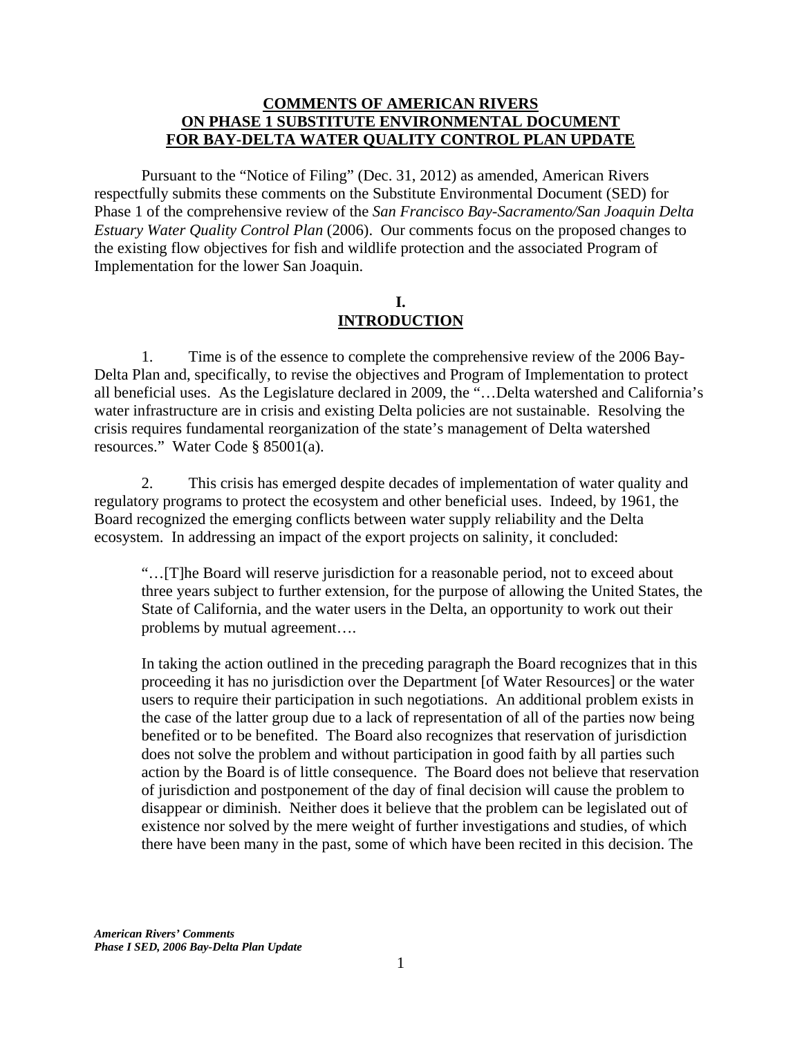**COMMENTS OF AMERICAN RIVERS**
**ON PHASE 1 SUBSTITUTE ENVIRONMENTAL DOCUMENT**
**FOR BAY-DELTA WATER QUALITY CONTROL PLAN UPDATE**

Pursuant to the "Notice of Filing" (Dec. 31, 2012) as amended, American Rivers respectfully submits these comments on the Substitute Environmental Document (SED) for Phase 1 of the comprehensive review of the *San Francisco Bay-Sacramento/San Joaquin Delta Estuary Water Quality Control Plan* (2006). Our comments focus on the proposed changes to the existing flow objectives for fish and wildlife protection and the associated Program of Implementation for the lower San Joaquin.

## I.
## INTRODUCTION

1. Time is of the essence to complete the comprehensive review of the 2006 Bay-Delta Plan and, specifically, to revise the objectives and Program of Implementation to protect all beneficial uses. As the Legislature declared in 2009, the "…Delta watershed and California's water infrastructure are in crisis and existing Delta policies are not sustainable. Resolving the crisis requires fundamental reorganization of the state's management of Delta watershed resources." Water Code § 85001(a).

2. This crisis has emerged despite decades of implementation of water quality and regulatory programs to protect the ecosystem and other beneficial uses. Indeed, by 1961, the Board recognized the emerging conflicts between water supply reliability and the Delta ecosystem. In addressing an impact of the export projects on salinity, it concluded:

> "…[T]he Board will reserve jurisdiction for a reasonable period, not to exceed about three years subject to further extension, for the purpose of allowing the United States, the State of California, and the water users in the Delta, an opportunity to work out their problems by mutual agreement….
>
> In taking the action outlined in the preceding paragraph the Board recognizes that in this proceeding it has no jurisdiction over the Department [of Water Resources] or the water users to require their participation in such negotiations. An additional problem exists in the case of the latter group due to a lack of representation of all of the parties now being benefited or to be benefited. The Board also recognizes that reservation of jurisdiction does not solve the problem and without participation in good faith by all parties such action by the Board is of little consequence. The Board does not believe that reservation of jurisdiction and postponement of the day of final decision will cause the problem to disappear or diminish. Neither does it believe that the problem can be legislated out of existence nor solved by the mere weight of further investigations and studies, of which there have been many in the past, some of which have been recited in this decision. The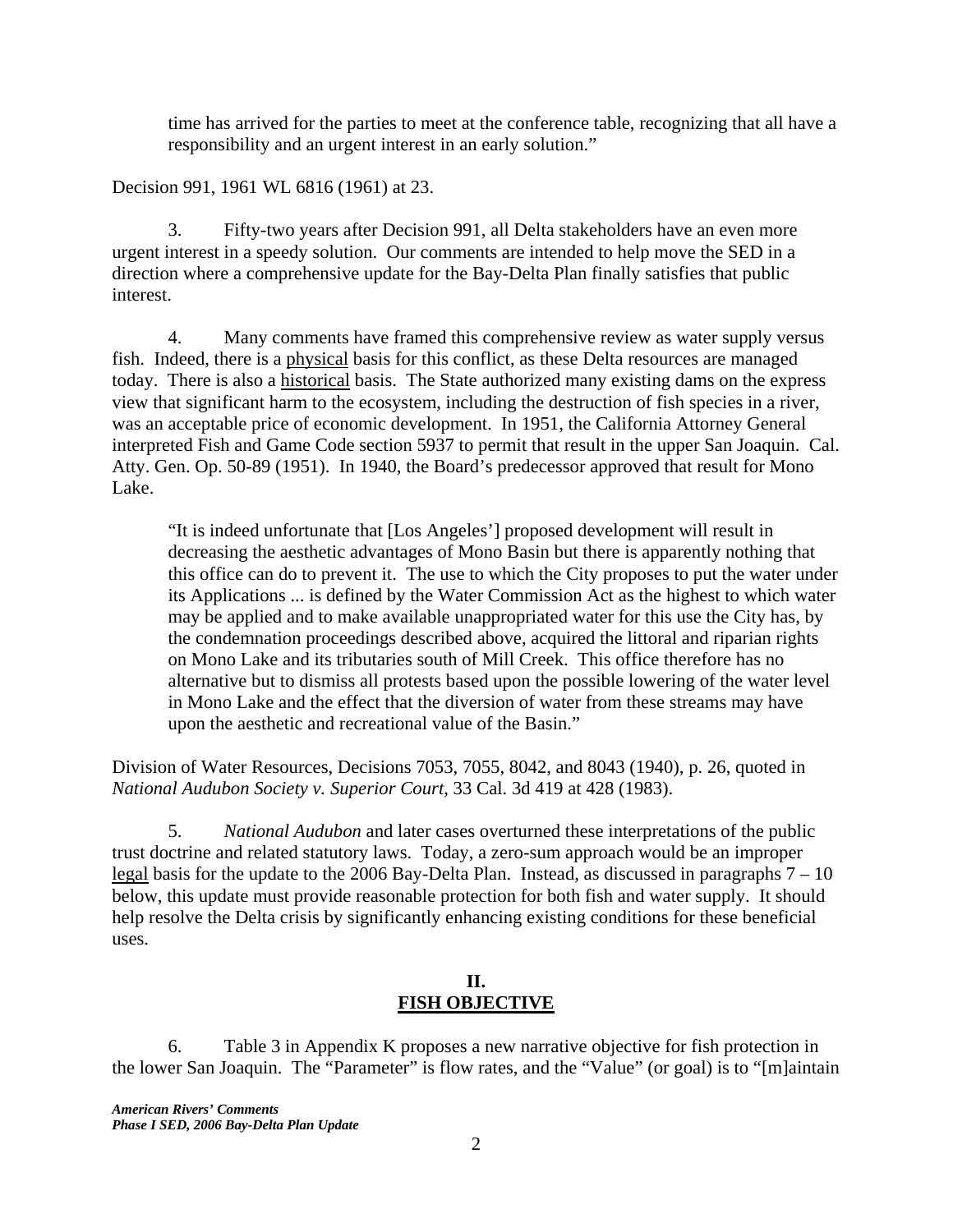> time has arrived for the parties to meet at the conference table, recognizing that all have a responsibility and an urgent interest in an early solution."

Decision 991, 1961 WL 6816 (1961) at 23.

3. Fifty-two years after Decision 991, all Delta stakeholders have an even more urgent interest in a speedy solution. Our comments are intended to help move the SED in a direction where a comprehensive update for the Bay-Delta Plan finally satisfies that public interest.

4. Many comments have framed this comprehensive review as water supply versus fish. Indeed, there is a physical basis for this conflict, as these Delta resources are managed today. There is also a historical basis. The State authorized many existing dams on the express view that significant harm to the ecosystem, including the destruction of fish species in a river, was an acceptable price of economic development. In 1951, the California Attorney General interpreted Fish and Game Code section 5937 to permit that result in the upper San Joaquin. Cal. Atty. Gen. Op. 50-89 (1951). In 1940, the Board's predecessor approved that result for Mono Lake.

> "It is indeed unfortunate that [Los Angeles'] proposed development will result in decreasing the aesthetic advantages of Mono Basin but there is apparently nothing that this office can do to prevent it. The use to which the City proposes to put the water under its Applications ... is defined by the Water Commission Act as the highest to which water may be applied and to make available unappropriated water for this use the City has, by the condemnation proceedings described above, acquired the littoral and riparian rights on Mono Lake and its tributaries south of Mill Creek. This office therefore has no alternative but to dismiss all protests based upon the possible lowering of the water level in Mono Lake and the effect that the diversion of water from these streams may have upon the aesthetic and recreational value of the Basin."

Division of Water Resources, Decisions 7053, 7055, 8042, and 8043 (1940), p. 26, quoted in *National Audubon Society v. Superior Court*, 33 Cal. 3d 419 at 428 (1983).

5. *National Audubon* and later cases overturned these interpretations of the public trust doctrine and related statutory laws. Today, a zero-sum approach would be an improper legal basis for the update to the 2006 Bay-Delta Plan. Instead, as discussed in paragraphs 7 – 10 below, this update must provide reasonable protection for both fish and water supply. It should help resolve the Delta crisis by significantly enhancing existing conditions for these beneficial uses.

## II.
## FISH OBJECTIVE

6. Table 3 in Appendix K proposes a new narrative objective for fish protection in the lower San Joaquin. The "Parameter" is flow rates, and the "Value" (or goal) is to "[m]aintain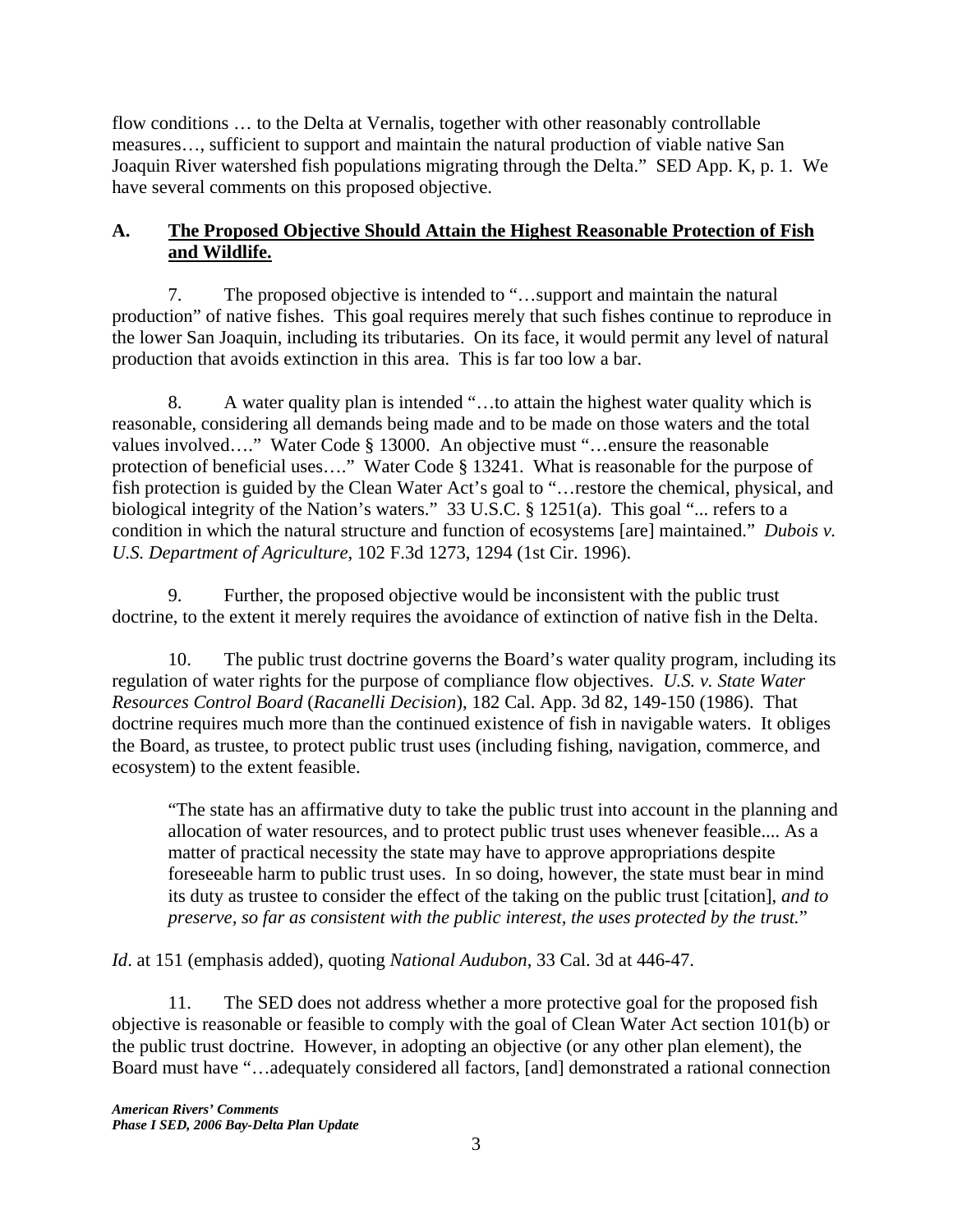flow conditions … to the Delta at Vernalis, together with other reasonably controllable measures…, sufficient to support and maintain the natural production of viable native San Joaquin River watershed fish populations migrating through the Delta." SED App. K, p. 1. We have several comments on this proposed objective.

## A. The Proposed Objective Should Attain the Highest Reasonable Protection of Fish and Wildlife.

7. The proposed objective is intended to "…support and maintain the natural production" of native fishes. This goal requires merely that such fishes continue to reproduce in the lower San Joaquin, including its tributaries. On its face, it would permit any level of natural production that avoids extinction in this area. This is far too low a bar.

8. A water quality plan is intended "…to attain the highest water quality which is reasonable, considering all demands being made and to be made on those waters and the total values involved…." Water Code § 13000. An objective must "…ensure the reasonable protection of beneficial uses…." Water Code § 13241. What is reasonable for the purpose of fish protection is guided by the Clean Water Act's goal to "…restore the chemical, physical, and biological integrity of the Nation's waters." 33 U.S.C. § 1251(a). This goal "... refers to a condition in which the natural structure and function of ecosystems [are] maintained." *Dubois v. U.S. Department of Agriculture*, 102 F.3d 1273, 1294 (1st Cir. 1996).

9. Further, the proposed objective would be inconsistent with the public trust doctrine, to the extent it merely requires the avoidance of extinction of native fish in the Delta.

10. The public trust doctrine governs the Board's water quality program, including its regulation of water rights for the purpose of compliance flow objectives. *U.S. v. State Water Resources Control Board* (*Racanelli Decision*), 182 Cal. App. 3d 82, 149-150 (1986). That doctrine requires much more than the continued existence of fish in navigable waters. It obliges the Board, as trustee, to protect public trust uses (including fishing, navigation, commerce, and ecosystem) to the extent feasible.

> "The state has an affirmative duty to take the public trust into account in the planning and allocation of water resources, and to protect public trust uses whenever feasible.... As a matter of practical necessity the state may have to approve appropriations despite foreseeable harm to public trust uses. In so doing, however, the state must bear in mind its duty as trustee to consider the effect of the taking on the public trust [citation], *and to preserve, so far as consistent with the public interest, the uses protected by the trust.*"

*Id*. at 151 (emphasis added), quoting *National Audubon*, 33 Cal. 3d at 446-47.

11. The SED does not address whether a more protective goal for the proposed fish objective is reasonable or feasible to comply with the goal of Clean Water Act section 101(b) or the public trust doctrine. However, in adopting an objective (or any other plan element), the Board must have "…adequately considered all factors, [and] demonstrated a rational connection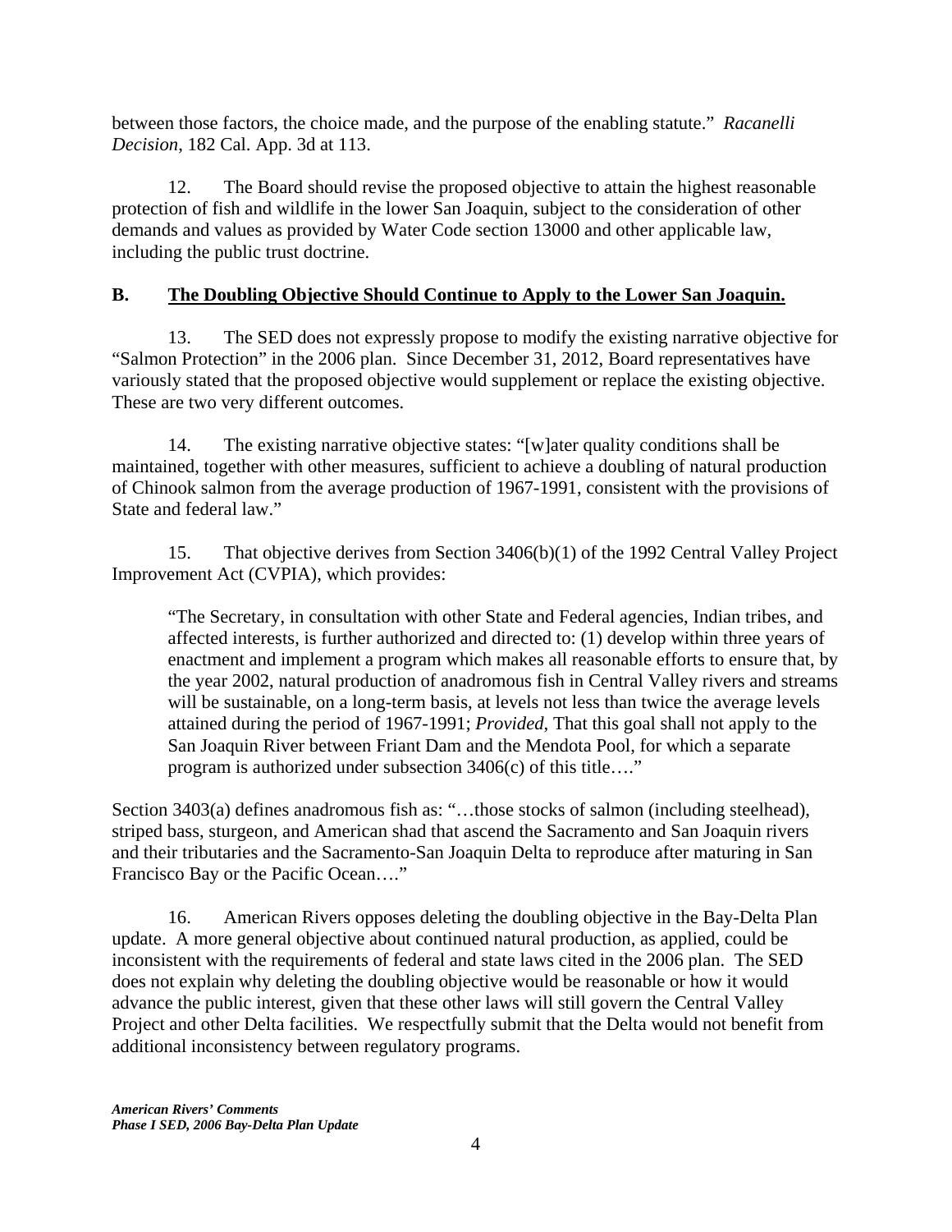between those factors, the choice made, and the purpose of the enabling statute." *Racanelli Decision*, 182 Cal. App. 3d at 113.

12. The Board should revise the proposed objective to attain the highest reasonable protection of fish and wildlife in the lower San Joaquin, subject to the consideration of other demands and values as provided by Water Code section 13000 and other applicable law, including the public trust doctrine.

## **B. The Doubling Objective Should Continue to Apply to the Lower San Joaquin.**

13. The SED does not expressly propose to modify the existing narrative objective for "Salmon Protection" in the 2006 plan. Since December 31, 2012, Board representatives have variously stated that the proposed objective would supplement or replace the existing objective. These are two very different outcomes.

14. The existing narrative objective states: "[w]ater quality conditions shall be maintained, together with other measures, sufficient to achieve a doubling of natural production of Chinook salmon from the average production of 1967-1991, consistent with the provisions of State and federal law."

15. That objective derives from Section 3406(b)(1) of the 1992 Central Valley Project Improvement Act (CVPIA), which provides:

> "The Secretary, in consultation with other State and Federal agencies, Indian tribes, and affected interests, is further authorized and directed to: (1) develop within three years of enactment and implement a program which makes all reasonable efforts to ensure that, by the year 2002, natural production of anadromous fish in Central Valley rivers and streams will be sustainable, on a long-term basis, at levels not less than twice the average levels attained during the period of 1967-1991; *Provided*, That this goal shall not apply to the San Joaquin River between Friant Dam and the Mendota Pool, for which a separate program is authorized under subsection 3406(c) of this title…."

Section 3403(a) defines anadromous fish as: "…those stocks of salmon (including steelhead), striped bass, sturgeon, and American shad that ascend the Sacramento and San Joaquin rivers and their tributaries and the Sacramento-San Joaquin Delta to reproduce after maturing in San Francisco Bay or the Pacific Ocean…."

16. American Rivers opposes deleting the doubling objective in the Bay-Delta Plan update. A more general objective about continued natural production, as applied, could be inconsistent with the requirements of federal and state laws cited in the 2006 plan. The SED does not explain why deleting the doubling objective would be reasonable or how it would advance the public interest, given that these other laws will still govern the Central Valley Project and other Delta facilities. We respectfully submit that the Delta would not benefit from additional inconsistency between regulatory programs.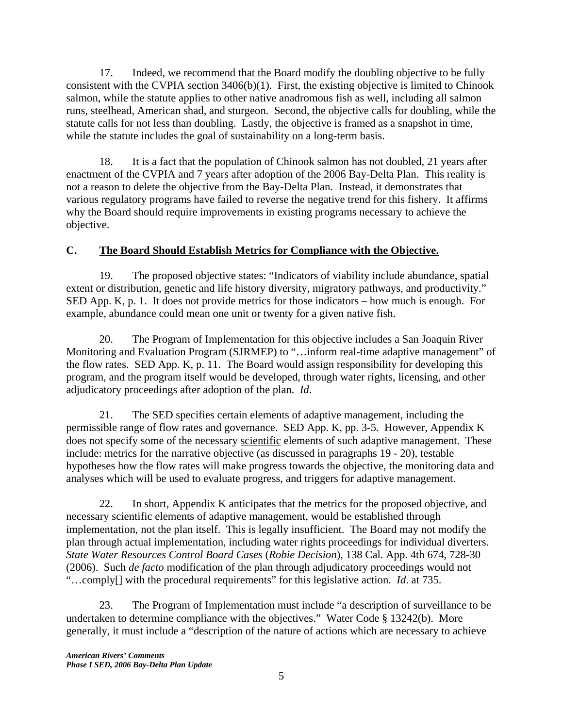17. Indeed, we recommend that the Board modify the doubling objective to be fully consistent with the CVPIA section 3406(b)(1). First, the existing objective is limited to Chinook salmon, while the statute applies to other native anadromous fish as well, including all salmon runs, steelhead, American shad, and sturgeon. Second, the objective calls for doubling, while the statute calls for not less than doubling. Lastly, the objective is framed as a snapshot in time, while the statute includes the goal of sustainability on a long-term basis.

18. It is a fact that the population of Chinook salmon has not doubled, 21 years after enactment of the CVPIA and 7 years after adoption of the 2006 Bay-Delta Plan. This reality is not a reason to delete the objective from the Bay-Delta Plan. Instead, it demonstrates that various regulatory programs have failed to reverse the negative trend for this fishery. It affirms why the Board should require improvements in existing programs necessary to achieve the objective.

## C. <u>The Board Should Establish Metrics for Compliance with the Objective.</u>

19. The proposed objective states: "Indicators of viability include abundance, spatial extent or distribution, genetic and life history diversity, migratory pathways, and productivity." SED App. K, p. 1. It does not provide metrics for those indicators – how much is enough. For example, abundance could mean one unit or twenty for a given native fish.

20. The Program of Implementation for this objective includes a San Joaquin River Monitoring and Evaluation Program (SJRMEP) to "…inform real-time adaptive management" of the flow rates. SED App. K, p. 11. The Board would assign responsibility for developing this program, and the program itself would be developed, through water rights, licensing, and other adjudicatory proceedings after adoption of the plan. *Id*.

21. The SED specifies certain elements of adaptive management, including the permissible range of flow rates and governance. SED App. K, pp. 3-5. However, Appendix K does not specify some of the necessary <u>scientific</u> elements of such adaptive management. These include: metrics for the narrative objective (as discussed in paragraphs 19 - 20), testable hypotheses how the flow rates will make progress towards the objective, the monitoring data and analyses which will be used to evaluate progress, and triggers for adaptive management.

22. In short, Appendix K anticipates that the metrics for the proposed objective, and necessary scientific elements of adaptive management, would be established through implementation, not the plan itself. This is legally insufficient. The Board may not modify the plan through actual implementation, including water rights proceedings for individual diverters. *State Water Resources Control Board Cases* (*Robie Decision*), 138 Cal. App. 4th 674, 728-30 (2006). Such *de facto* modification of the plan through adjudicatory proceedings would not "…comply[] with the procedural requirements" for this legislative action. *Id*. at 735.

23. The Program of Implementation must include "a description of surveillance to be undertaken to determine compliance with the objectives." Water Code § 13242(b). More generally, it must include a "description of the nature of actions which are necessary to achieve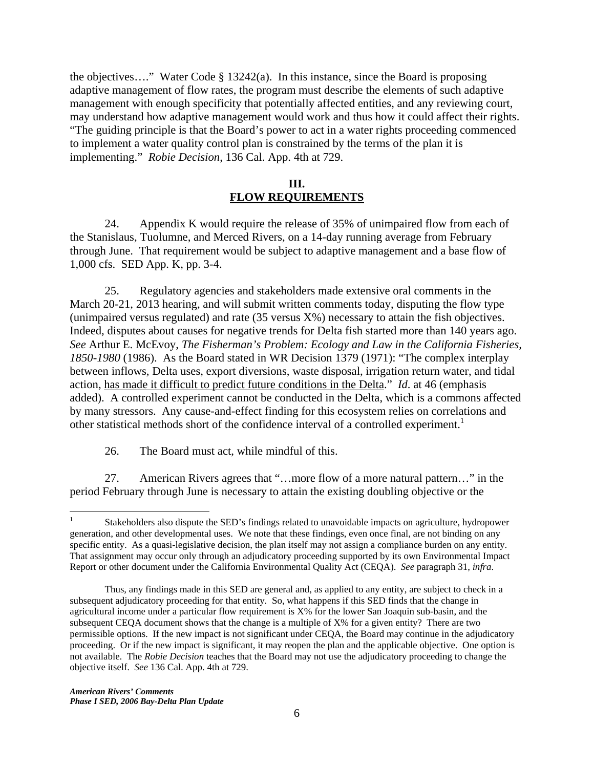the objectives…." Water Code § 13242(a). In this instance, since the Board is proposing adaptive management of flow rates, the program must describe the elements of such adaptive management with enough specificity that potentially affected entities, and any reviewing court, may understand how adaptive management would work and thus how it could affect their rights. "The guiding principle is that the Board's power to act in a water rights proceeding commenced to implement a water quality control plan is constrained by the terms of the plan it is implementing." *Robie Decision*, 136 Cal. App. 4th at 729.

## III. <u>FLOW REQUIREMENTS</u>

24. Appendix K would require the release of 35% of unimpaired flow from each of the Stanislaus, Tuolumne, and Merced Rivers, on a 14-day running average from February through June. That requirement would be subject to adaptive management and a base flow of 1,000 cfs. SED App. K, pp. 3-4.

25. Regulatory agencies and stakeholders made extensive oral comments in the March 20-21, 2013 hearing, and will submit written comments today, disputing the flow type (unimpaired versus regulated) and rate (35 versus X%) necessary to attain the fish objectives. Indeed, disputes about causes for negative trends for Delta fish started more than 140 years ago. *See* Arthur E. McEvoy, *The Fisherman's Problem: Ecology and Law in the California Fisheries, 1850-1980* (1986). As the Board stated in WR Decision 1379 (1971): "The complex interplay between inflows, Delta uses, export diversions, waste disposal, irrigation return water, and tidal action, <u>has made it difficult to predict future conditions in the Delta</u>." *Id*. at 46 (emphasis added). A controlled experiment cannot be conducted in the Delta, which is a commons affected by many stressors. Any cause-and-effect finding for this ecosystem relies on correlations and other statistical methods short of the confidence interval of a controlled experiment.[1]

26. The Board must act, while mindful of this.

27. American Rivers agrees that "…more flow of a more natural pattern…" in the period February through June is necessary to attain the existing doubling objective or the

---

[1] Stakeholders also dispute the SED's findings related to unavoidable impacts on agriculture, hydropower generation, and other developmental uses. We note that these findings, even once final, are not binding on any specific entity. As a quasi-legislative decision, the plan itself may not assign a compliance burden on any entity. That assignment may occur only through an adjudicatory proceeding supported by its own Environmental Impact Report or other document under the California Environmental Quality Act (CEQA). *See* paragraph 31, *infra*.

Thus, any findings made in this SED are general and, as applied to any entity, are subject to check in a subsequent adjudicatory proceeding for that entity. So, what happens if this SED finds that the change in agricultural income under a particular flow requirement is X% for the lower San Joaquin sub-basin, and the subsequent CEQA document shows that the change is a multiple of X% for a given entity? There are two permissible options. If the new impact is not significant under CEQA, the Board may continue in the adjudicatory proceeding. Or if the new impact is significant, it may reopen the plan and the applicable objective. One option is not available. The *Robie Decision* teaches that the Board may not use the adjudicatory proceeding to change the objective itself. *See* 136 Cal. App. 4th at 729.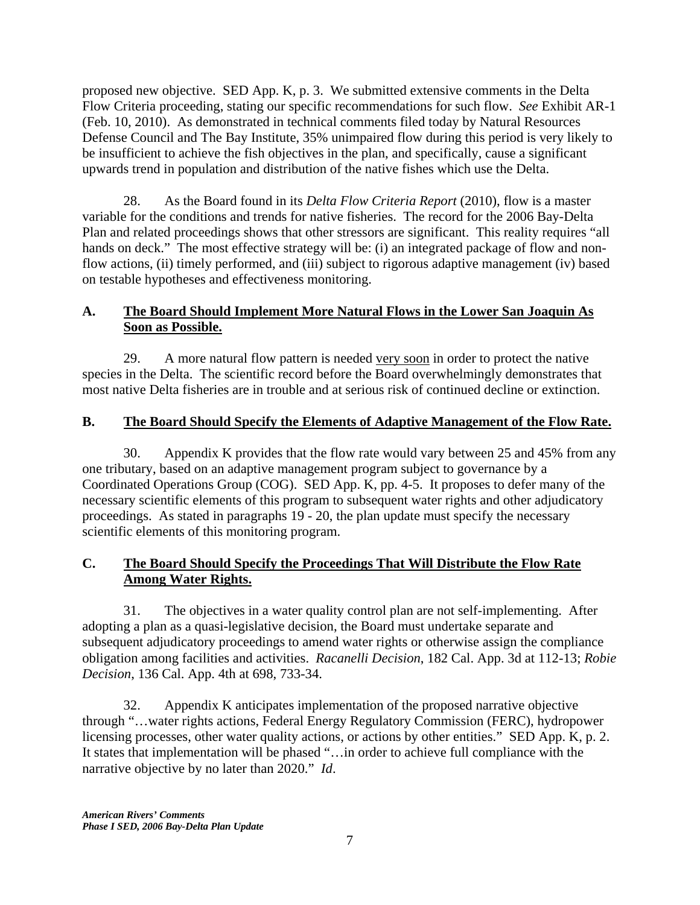proposed new objective. SED App. K, p. 3. We submitted extensive comments in the Delta Flow Criteria proceeding, stating our specific recommendations for such flow. *See* Exhibit AR-1 (Feb. 10, 2010). As demonstrated in technical comments filed today by Natural Resources Defense Council and The Bay Institute, 35% unimpaired flow during this period is very likely to be insufficient to achieve the fish objectives in the plan, and specifically, cause a significant upwards trend in population and distribution of the native fishes which use the Delta.

28. As the Board found in its *Delta Flow Criteria Report* (2010), flow is a master variable for the conditions and trends for native fisheries. The record for the 2006 Bay-Delta Plan and related proceedings shows that other stressors are significant. This reality requires "all hands on deck." The most effective strategy will be: (i) an integrated package of flow and non-flow actions, (ii) timely performed, and (iii) subject to rigorous adaptive management (iv) based on testable hypotheses and effectiveness monitoring.

## A. The Board Should Implement More Natural Flows in the Lower San Joaquin As Soon as Possible.

29. A more natural flow pattern is needed very soon in order to protect the native species in the Delta. The scientific record before the Board overwhelmingly demonstrates that most native Delta fisheries are in trouble and at serious risk of continued decline or extinction.

## B. The Board Should Specify the Elements of Adaptive Management of the Flow Rate.

30. Appendix K provides that the flow rate would vary between 25 and 45% from any one tributary, based on an adaptive management program subject to governance by a Coordinated Operations Group (COG). SED App. K, pp. 4-5. It proposes to defer many of the necessary scientific elements of this program to subsequent water rights and other adjudicatory proceedings. As stated in paragraphs 19 - 20, the plan update must specify the necessary scientific elements of this monitoring program.

## C. The Board Should Specify the Proceedings That Will Distribute the Flow Rate Among Water Rights.

31. The objectives in a water quality control plan are not self-implementing. After adopting a plan as a quasi-legislative decision, the Board must undertake separate and subsequent adjudicatory proceedings to amend water rights or otherwise assign the compliance obligation among facilities and activities. *Racanelli Decision*, 182 Cal. App. 3d at 112-13; *Robie Decision*, 136 Cal. App. 4th at 698, 733-34.

32. Appendix K anticipates implementation of the proposed narrative objective through "…water rights actions, Federal Energy Regulatory Commission (FERC), hydropower licensing processes, other water quality actions, or actions by other entities." SED App. K, p. 2. It states that implementation will be phased "…in order to achieve full compliance with the narrative objective by no later than 2020." *Id*.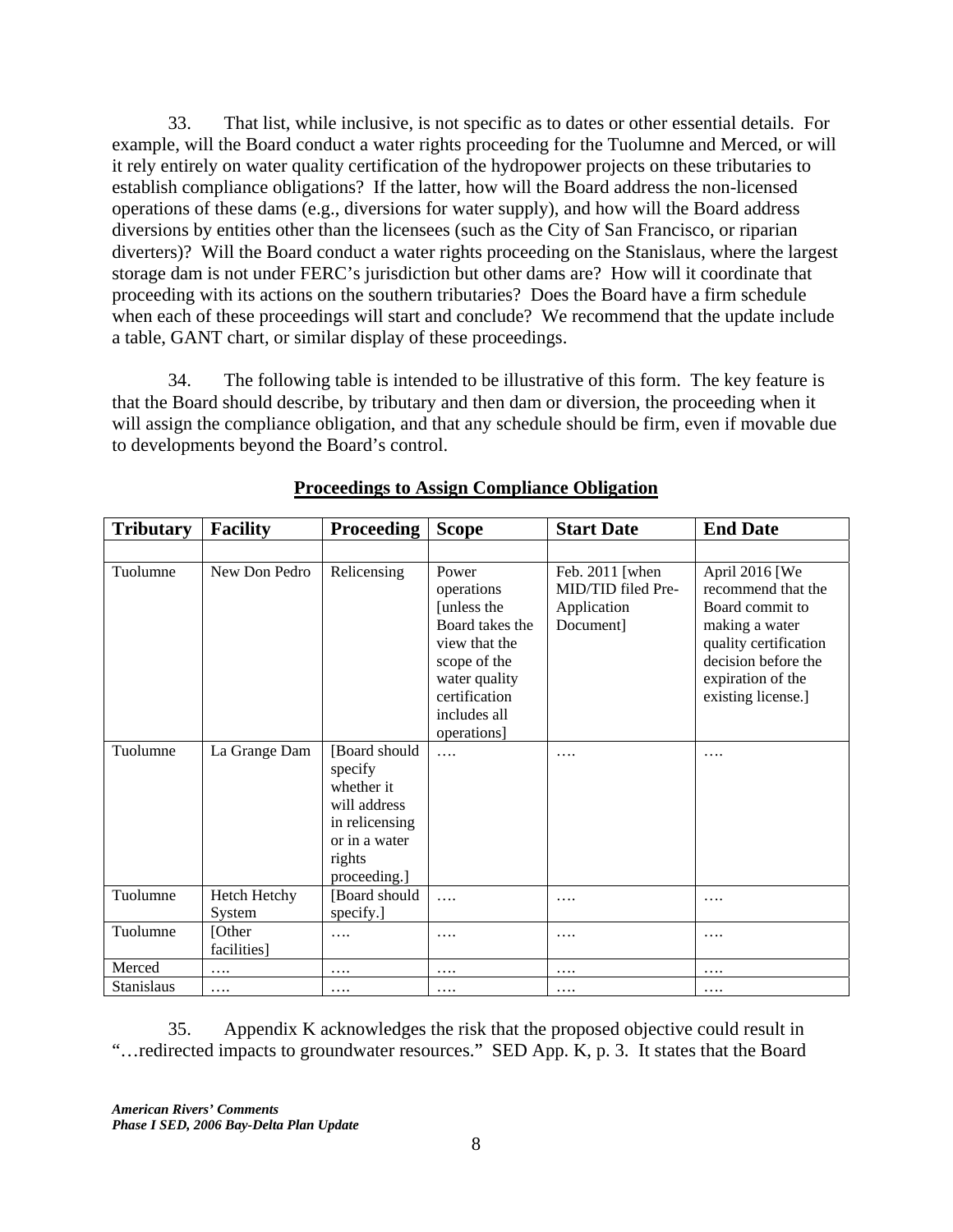33. That list, while inclusive, is not specific as to dates or other essential details. For example, will the Board conduct a water rights proceeding for the Tuolumne and Merced, or will it rely entirely on water quality certification of the hydropower projects on these tributaries to establish compliance obligations? If the latter, how will the Board address the non-licensed operations of these dams (e.g., diversions for water supply), and how will the Board address diversions by entities other than the licensees (such as the City of San Francisco, or riparian diverters)? Will the Board conduct a water rights proceeding on the Stanislaus, where the largest storage dam is not under FERC's jurisdiction but other dams are? How will it coordinate that proceeding with its actions on the southern tributaries? Does the Board have a firm schedule when each of these proceedings will start and conclude? We recommend that the update include a table, GANT chart, or similar display of these proceedings.

34. The following table is intended to be illustrative of this form. The key feature is that the Board should describe, by tributary and then dam or diversion, the proceeding when it will assign the compliance obligation, and that any schedule should be firm, even if movable due to developments beyond the Board's control.

**Proceedings to Assign Compliance Obligation**

| Tributary | Facility | Proceeding | Scope | Start Date | End Date |
|---|---|---|---|---|---|
| | | | | | |
| Tuolumne | New Don Pedro | Relicensing | Power operations [unless the Board takes the view that the scope of the water quality certification includes all operations] | Feb. 2011 [when MID/TID filed Pre-Application Document] | April 2016 [We recommend that the Board commit to making a water quality certification decision before the expiration of the existing license.] |
| Tuolumne | La Grange Dam | [Board should specify whether it will address in relicensing or in a water rights proceeding.] | …. | …. | …. |
| Tuolumne | Hetch Hetchy System | [Board should specify.] | …. | …. | …. |
| Tuolumne | [Other facilities] | …. | …. | …. | …. |
| Merced | …. | …. | …. | …. | …. |
| Stanislaus | …. | …. | …. | …. | …. |

35. Appendix K acknowledges the risk that the proposed objective could result in "…redirected impacts to groundwater resources." SED App. K, p. 3. It states that the Board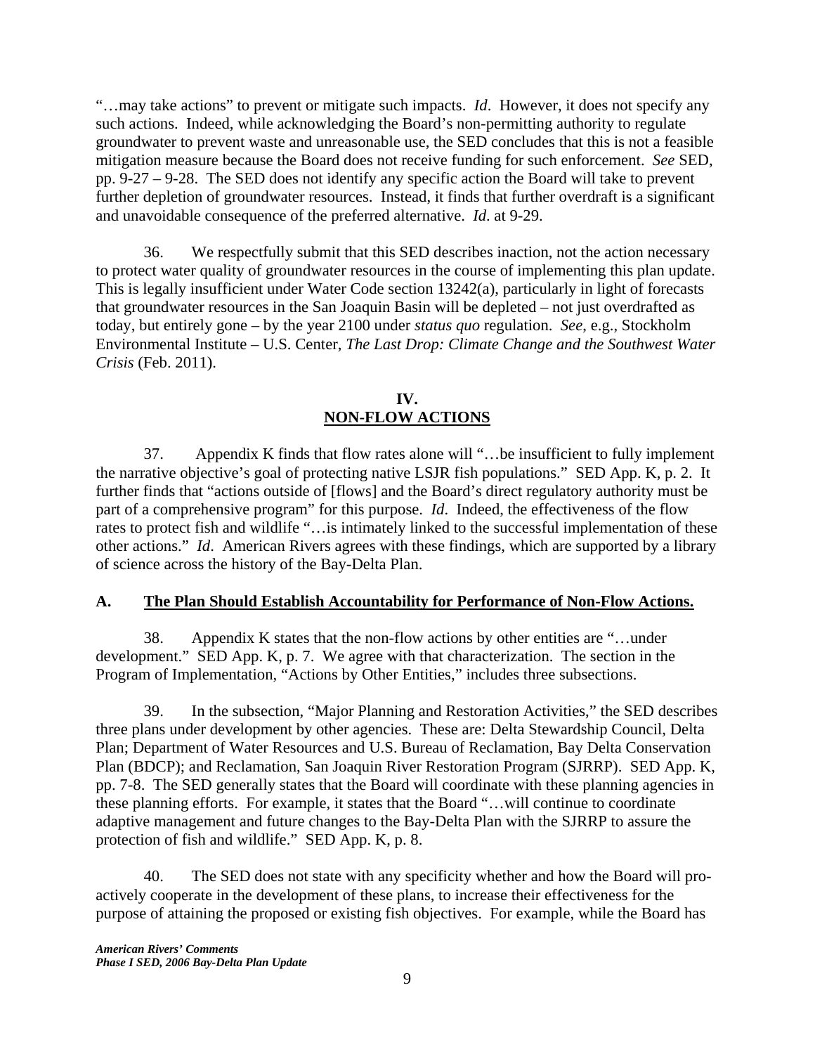"…may take actions" to prevent or mitigate such impacts. *Id*. However, it does not specify any such actions. Indeed, while acknowledging the Board's non-permitting authority to regulate groundwater to prevent waste and unreasonable use, the SED concludes that this is not a feasible mitigation measure because the Board does not receive funding for such enforcement. *See* SED, pp. 9-27 – 9-28. The SED does not identify any specific action the Board will take to prevent further depletion of groundwater resources. Instead, it finds that further overdraft is a significant and unavoidable consequence of the preferred alternative. *Id*. at 9-29.

36. We respectfully submit that this SED describes inaction, not the action necessary to protect water quality of groundwater resources in the course of implementing this plan update. This is legally insufficient under Water Code section 13242(a), particularly in light of forecasts that groundwater resources in the San Joaquin Basin will be depleted – not just overdrafted as today, but entirely gone – by the year 2100 under *status quo* regulation. *See*, e.g., Stockholm Environmental Institute – U.S. Center, *The Last Drop: Climate Change and the Southwest Water Crisis* (Feb. 2011).

## IV. NON-FLOW ACTIONS

37. Appendix K finds that flow rates alone will "…be insufficient to fully implement the narrative objective's goal of protecting native LSJR fish populations." SED App. K, p. 2. It further finds that "actions outside of [flows] and the Board's direct regulatory authority must be part of a comprehensive program" for this purpose. *Id*. Indeed, the effectiveness of the flow rates to protect fish and wildlife "…is intimately linked to the successful implementation of these other actions." *Id*. American Rivers agrees with these findings, which are supported by a library of science across the history of the Bay-Delta Plan.

### A. The Plan Should Establish Accountability for Performance of Non-Flow Actions.

38. Appendix K states that the non-flow actions by other entities are "…under development." SED App. K, p. 7. We agree with that characterization. The section in the Program of Implementation, "Actions by Other Entities," includes three subsections.

39. In the subsection, "Major Planning and Restoration Activities," the SED describes three plans under development by other agencies. These are: Delta Stewardship Council, Delta Plan; Department of Water Resources and U.S. Bureau of Reclamation, Bay Delta Conservation Plan (BDCP); and Reclamation, San Joaquin River Restoration Program (SJRRP). SED App. K, pp. 7-8. The SED generally states that the Board will coordinate with these planning agencies in these planning efforts. For example, it states that the Board "…will continue to coordinate adaptive management and future changes to the Bay-Delta Plan with the SJRRP to assure the protection of fish and wildlife." SED App. K, p. 8.

40. The SED does not state with any specificity whether and how the Board will pro-actively cooperate in the development of these plans, to increase their effectiveness for the purpose of attaining the proposed or existing fish objectives. For example, while the Board has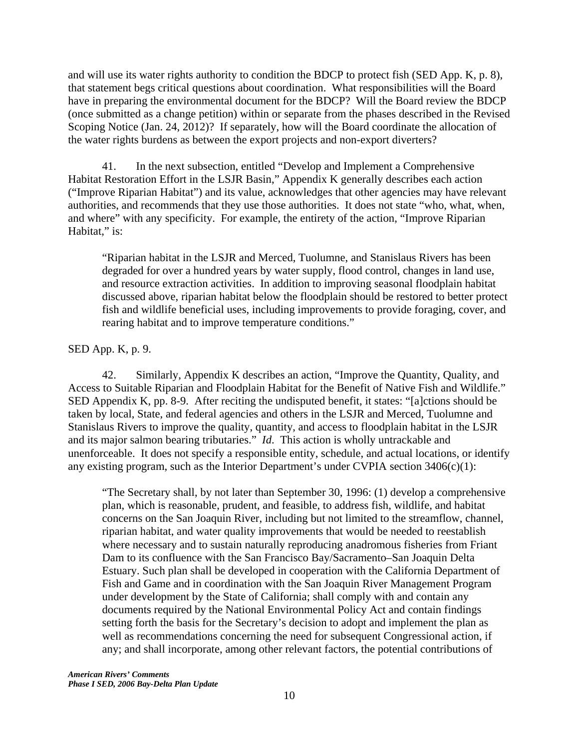and will use its water rights authority to condition the BDCP to protect fish (SED App. K, p. 8), that statement begs critical questions about coordination. What responsibilities will the Board have in preparing the environmental document for the BDCP? Will the Board review the BDCP (once submitted as a change petition) within or separate from the phases described in the Revised Scoping Notice (Jan. 24, 2012)? If separately, how will the Board coordinate the allocation of the water rights burdens as between the export projects and non-export diverters?

41. In the next subsection, entitled "Develop and Implement a Comprehensive Habitat Restoration Effort in the LSJR Basin," Appendix K generally describes each action ("Improve Riparian Habitat") and its value, acknowledges that other agencies may have relevant authorities, and recommends that they use those authorities. It does not state "who, what, when, and where" with any specificity. For example, the entirety of the action, "Improve Riparian Habitat," is:

> "Riparian habitat in the LSJR and Merced, Tuolumne, and Stanislaus Rivers has been degraded for over a hundred years by water supply, flood control, changes in land use, and resource extraction activities. In addition to improving seasonal floodplain habitat discussed above, riparian habitat below the floodplain should be restored to better protect fish and wildlife beneficial uses, including improvements to provide foraging, cover, and rearing habitat and to improve temperature conditions."

SED App. K, p. 9.

42. Similarly, Appendix K describes an action, "Improve the Quantity, Quality, and Access to Suitable Riparian and Floodplain Habitat for the Benefit of Native Fish and Wildlife." SED Appendix K, pp. 8-9. After reciting the undisputed benefit, it states: "[a]ctions should be taken by local, State, and federal agencies and others in the LSJR and Merced, Tuolumne and Stanislaus Rivers to improve the quality, quantity, and access to floodplain habitat in the LSJR and its major salmon bearing tributaries." *Id*. This action is wholly untrackable and unenforceable. It does not specify a responsible entity, schedule, and actual locations, or identify any existing program, such as the Interior Department's under CVPIA section 3406(c)(1):

> "The Secretary shall, by not later than September 30, 1996: (1) develop a comprehensive plan, which is reasonable, prudent, and feasible, to address fish, wildlife, and habitat concerns on the San Joaquin River, including but not limited to the streamflow, channel, riparian habitat, and water quality improvements that would be needed to reestablish where necessary and to sustain naturally reproducing anadromous fisheries from Friant Dam to its confluence with the San Francisco Bay/Sacramento–San Joaquin Delta Estuary. Such plan shall be developed in cooperation with the California Department of Fish and Game and in coordination with the San Joaquin River Management Program under development by the State of California; shall comply with and contain any documents required by the National Environmental Policy Act and contain findings setting forth the basis for the Secretary's decision to adopt and implement the plan as well as recommendations concerning the need for subsequent Congressional action, if any; and shall incorporate, among other relevant factors, the potential contributions of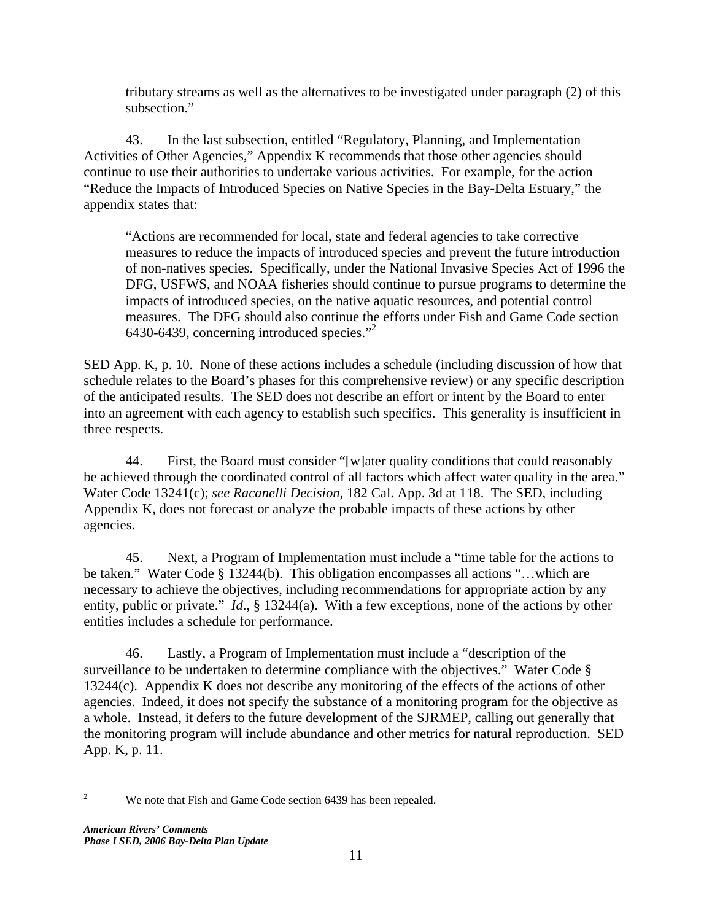tributary streams as well as the alternatives to be investigated under paragraph (2) of this subsection."

43. In the last subsection, entitled "Regulatory, Planning, and Implementation Activities of Other Agencies," Appendix K recommends that those other agencies should continue to use their authorities to undertake various activities. For example, for the action "Reduce the Impacts of Introduced Species on Native Species in the Bay-Delta Estuary," the appendix states that:

> "Actions are recommended for local, state and federal agencies to take corrective measures to reduce the impacts of introduced species and prevent the future introduction of non-natives species. Specifically, under the National Invasive Species Act of 1996 the DFG, USFWS, and NOAA fisheries should continue to pursue programs to determine the impacts of introduced species, on the native aquatic resources, and potential control measures. The DFG should also continue the efforts under Fish and Game Code section 6430-6439, concerning introduced species."[2]

SED App. K, p. 10. None of these actions includes a schedule (including discussion of how that schedule relates to the Board's phases for this comprehensive review) or any specific description of the anticipated results. The SED does not describe an effort or intent by the Board to enter into an agreement with each agency to establish such specifics. This generality is insufficient in three respects.

44. First, the Board must consider "[w]ater quality conditions that could reasonably be achieved through the coordinated control of all factors which affect water quality in the area." Water Code 13241(c); *see Racanelli Decision*, 182 Cal. App. 3d at 118. The SED, including Appendix K, does not forecast or analyze the probable impacts of these actions by other agencies.

45. Next, a Program of Implementation must include a "time table for the actions to be taken." Water Code § 13244(b). This obligation encompasses all actions "…which are necessary to achieve the objectives, including recommendations for appropriate action by any entity, public or private." *Id*., § 13244(a). With a few exceptions, none of the actions by other entities includes a schedule for performance.

46. Lastly, a Program of Implementation must include a "description of the surveillance to be undertaken to determine compliance with the objectives." Water Code § 13244(c). Appendix K does not describe any monitoring of the effects of the actions of other agencies. Indeed, it does not specify the substance of a monitoring program for the objective as a whole. Instead, it defers to the future development of the SJRMEP, calling out generally that the monitoring program will include abundance and other metrics for natural reproduction. SED App. K, p. 11.

---

[2] We note that Fish and Game Code section 6439 has been repealed.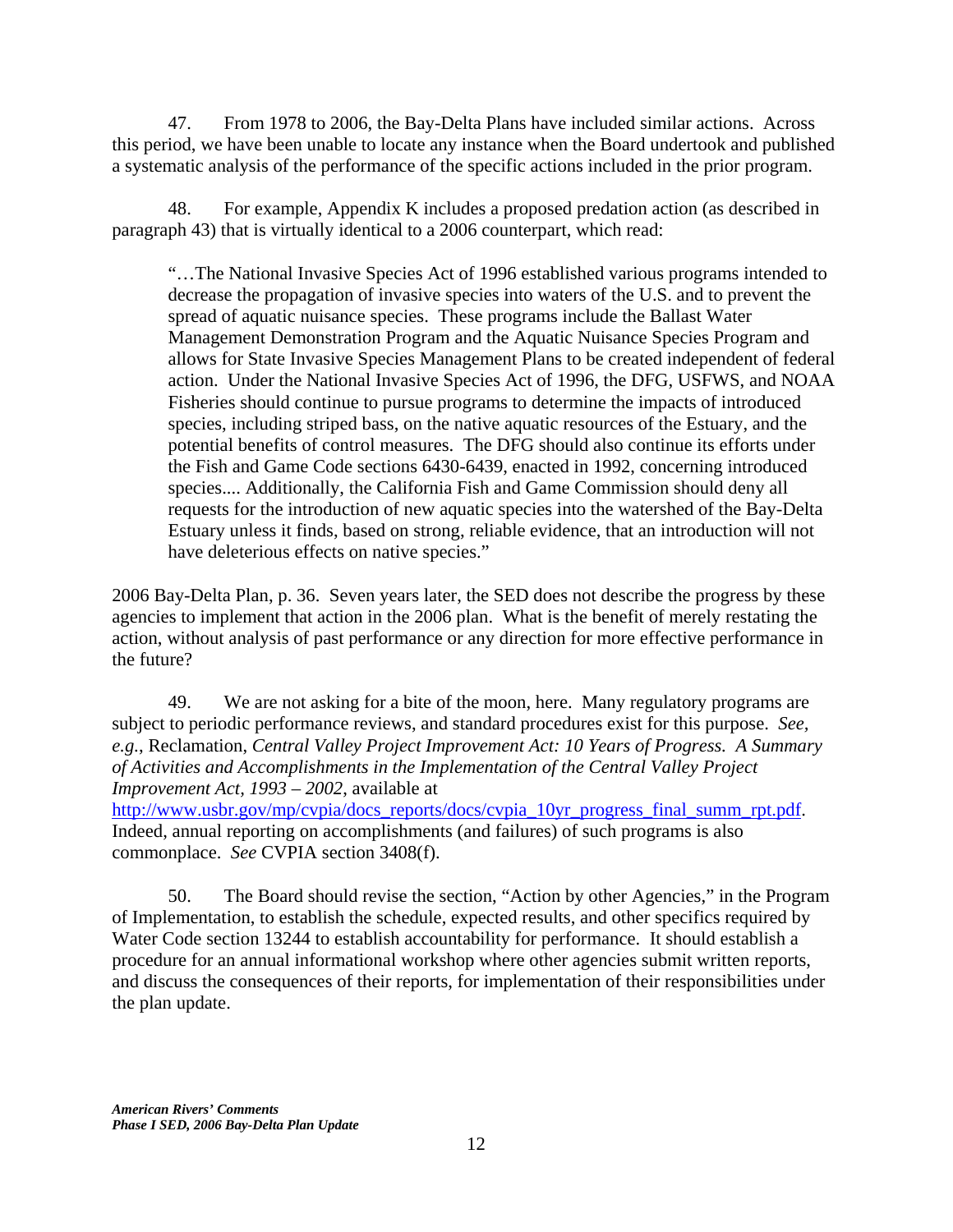47. From 1978 to 2006, the Bay-Delta Plans have included similar actions. Across this period, we have been unable to locate any instance when the Board undertook and published a systematic analysis of the performance of the specific actions included in the prior program.

48. For example, Appendix K includes a proposed predation action (as described in paragraph 43) that is virtually identical to a 2006 counterpart, which read:

> "…The National Invasive Species Act of 1996 established various programs intended to decrease the propagation of invasive species into waters of the U.S. and to prevent the spread of aquatic nuisance species. These programs include the Ballast Water Management Demonstration Program and the Aquatic Nuisance Species Program and allows for State Invasive Species Management Plans to be created independent of federal action. Under the National Invasive Species Act of 1996, the DFG, USFWS, and NOAA Fisheries should continue to pursue programs to determine the impacts of introduced species, including striped bass, on the native aquatic resources of the Estuary, and the potential benefits of control measures. The DFG should also continue its efforts under the Fish and Game Code sections 6430-6439, enacted in 1992, concerning introduced species.... Additionally, the California Fish and Game Commission should deny all requests for the introduction of new aquatic species into the watershed of the Bay-Delta Estuary unless it finds, based on strong, reliable evidence, that an introduction will not have deleterious effects on native species."

2006 Bay-Delta Plan, p. 36. Seven years later, the SED does not describe the progress by these agencies to implement that action in the 2006 plan. What is the benefit of merely restating the action, without analysis of past performance or any direction for more effective performance in the future?

49. We are not asking for a bite of the moon, here. Many regulatory programs are subject to periodic performance reviews, and standard procedures exist for this purpose. *See, e.g.*, Reclamation, *Central Valley Project Improvement Act: 10 Years of Progress. A Summary of Activities and Accomplishments in the Implementation of the Central Valley Project Improvement Act, 1993 – 2002*, available at http://www.usbr.gov/mp/cvpia/docs_reports/docs/cvpia_10yr_progress_final_summ_rpt.pdf. Indeed, annual reporting on accomplishments (and failures) of such programs is also commonplace. *See* CVPIA section 3408(f).

50. The Board should revise the section, "Action by other Agencies," in the Program of Implementation, to establish the schedule, expected results, and other specifics required by Water Code section 13244 to establish accountability for performance. It should establish a procedure for an annual informational workshop where other agencies submit written reports, and discuss the consequences of their reports, for implementation of their responsibilities under the plan update.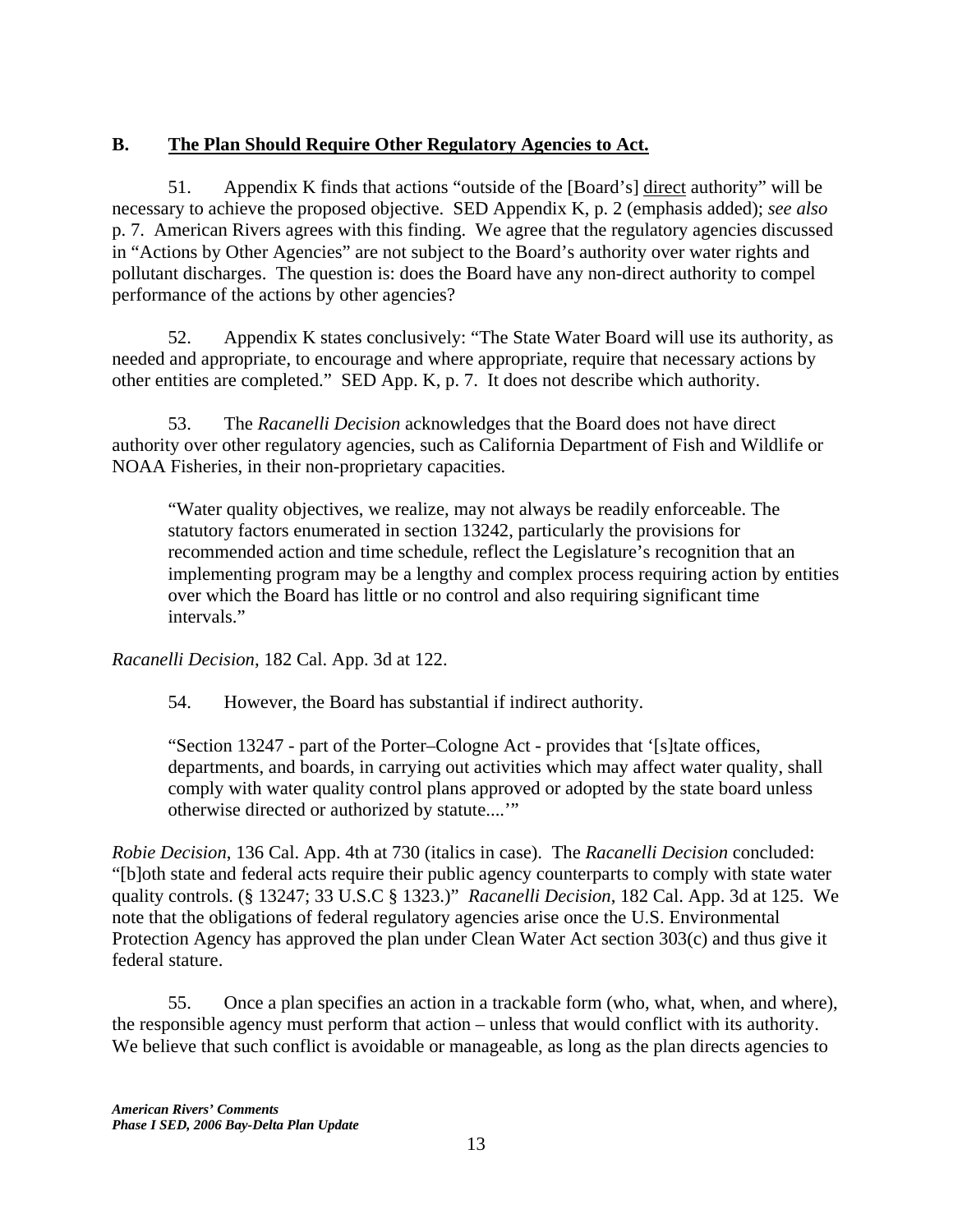### B. <u>The Plan Should Require Other Regulatory Agencies to Act.</u>

51. Appendix K finds that actions "outside of the [Board's] <u>direct</u> authority" will be necessary to achieve the proposed objective. SED Appendix K, p. 2 (emphasis added); *see also* p. 7. American Rivers agrees with this finding. We agree that the regulatory agencies discussed in "Actions by Other Agencies" are not subject to the Board's authority over water rights and pollutant discharges. The question is: does the Board have any non-direct authority to compel performance of the actions by other agencies?

52. Appendix K states conclusively: "The State Water Board will use its authority, as needed and appropriate, to encourage and where appropriate, require that necessary actions by other entities are completed." SED App. K, p. 7. It does not describe which authority.

53. The *Racanelli Decision* acknowledges that the Board does not have direct authority over other regulatory agencies, such as California Department of Fish and Wildlife or NOAA Fisheries, in their non-proprietary capacities.

> "Water quality objectives, we realize, may not always be readily enforceable. The statutory factors enumerated in section 13242, particularly the provisions for recommended action and time schedule, reflect the Legislature's recognition that an implementing program may be a lengthy and complex process requiring action by entities over which the Board has little or no control and also requiring significant time intervals."

*Racanelli Decision*, 182 Cal. App. 3d at 122.

54. However, the Board has substantial if indirect authority.

> "Section 13247 - part of the Porter–Cologne Act - provides that '[s]tate offices, departments, and boards, in carrying out activities which may affect water quality, shall comply with water quality control plans approved or adopted by the state board unless otherwise directed or authorized by statute....'"

*Robie Decision*, 136 Cal. App. 4th at 730 (italics in case). The *Racanelli Decision* concluded: "[b]oth state and federal acts require their public agency counterparts to comply with state water quality controls. (§ 13247; 33 U.S.C § 1323.)" *Racanelli Decision*, 182 Cal. App. 3d at 125. We note that the obligations of federal regulatory agencies arise once the U.S. Environmental Protection Agency has approved the plan under Clean Water Act section 303(c) and thus give it federal stature.

55. Once a plan specifies an action in a trackable form (who, what, when, and where), the responsible agency must perform that action – unless that would conflict with its authority. We believe that such conflict is avoidable or manageable, as long as the plan directs agencies to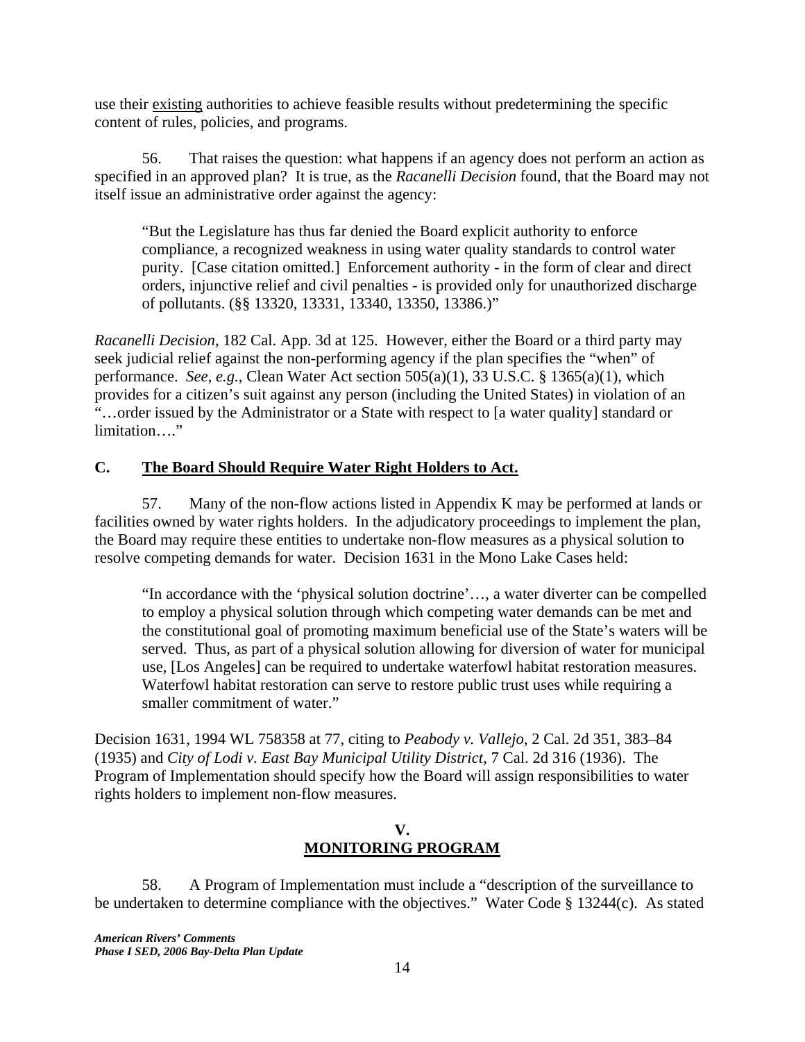use their existing authorities to achieve feasible results without predetermining the specific content of rules, policies, and programs.

56. That raises the question: what happens if an agency does not perform an action as specified in an approved plan? It is true, as the *Racanelli Decision* found, that the Board may not itself issue an administrative order against the agency:

> "But the Legislature has thus far denied the Board explicit authority to enforce compliance, a recognized weakness in using water quality standards to control water purity. [Case citation omitted.] Enforcement authority - in the form of clear and direct orders, injunctive relief and civil penalties - is provided only for unauthorized discharge of pollutants. (§§ 13320, 13331, 13340, 13350, 13386.)"

*Racanelli Decision*, 182 Cal. App. 3d at 125. However, either the Board or a third party may seek judicial relief against the non-performing agency if the plan specifies the "when" of performance. *See, e.g.*, Clean Water Act section 505(a)(1), 33 U.S.C. § 1365(a)(1), which provides for a citizen's suit against any person (including the United States) in violation of an "…order issued by the Administrator or a State with respect to [a water quality] standard or limitation…."

## C. The Board Should Require Water Right Holders to Act.

57. Many of the non-flow actions listed in Appendix K may be performed at lands or facilities owned by water rights holders. In the adjudicatory proceedings to implement the plan, the Board may require these entities to undertake non-flow measures as a physical solution to resolve competing demands for water. Decision 1631 in the Mono Lake Cases held:

> "In accordance with the 'physical solution doctrine'…, a water diverter can be compelled to employ a physical solution through which competing water demands can be met and the constitutional goal of promoting maximum beneficial use of the State's waters will be served. Thus, as part of a physical solution allowing for diversion of water for municipal use, [Los Angeles] can be required to undertake waterfowl habitat restoration measures. Waterfowl habitat restoration can serve to restore public trust uses while requiring a smaller commitment of water."

Decision 1631, 1994 WL 758358 at 77, citing to *Peabody v. Vallejo*, 2 Cal. 2d 351, 383–84 (1935) and *City of Lodi v. East Bay Municipal Utility District*, 7 Cal. 2d 316 (1936). The Program of Implementation should specify how the Board will assign responsibilities to water rights holders to implement non-flow measures.

# V. MONITORING PROGRAM

58. A Program of Implementation must include a "description of the surveillance to be undertaken to determine compliance with the objectives." Water Code § 13244(c). As stated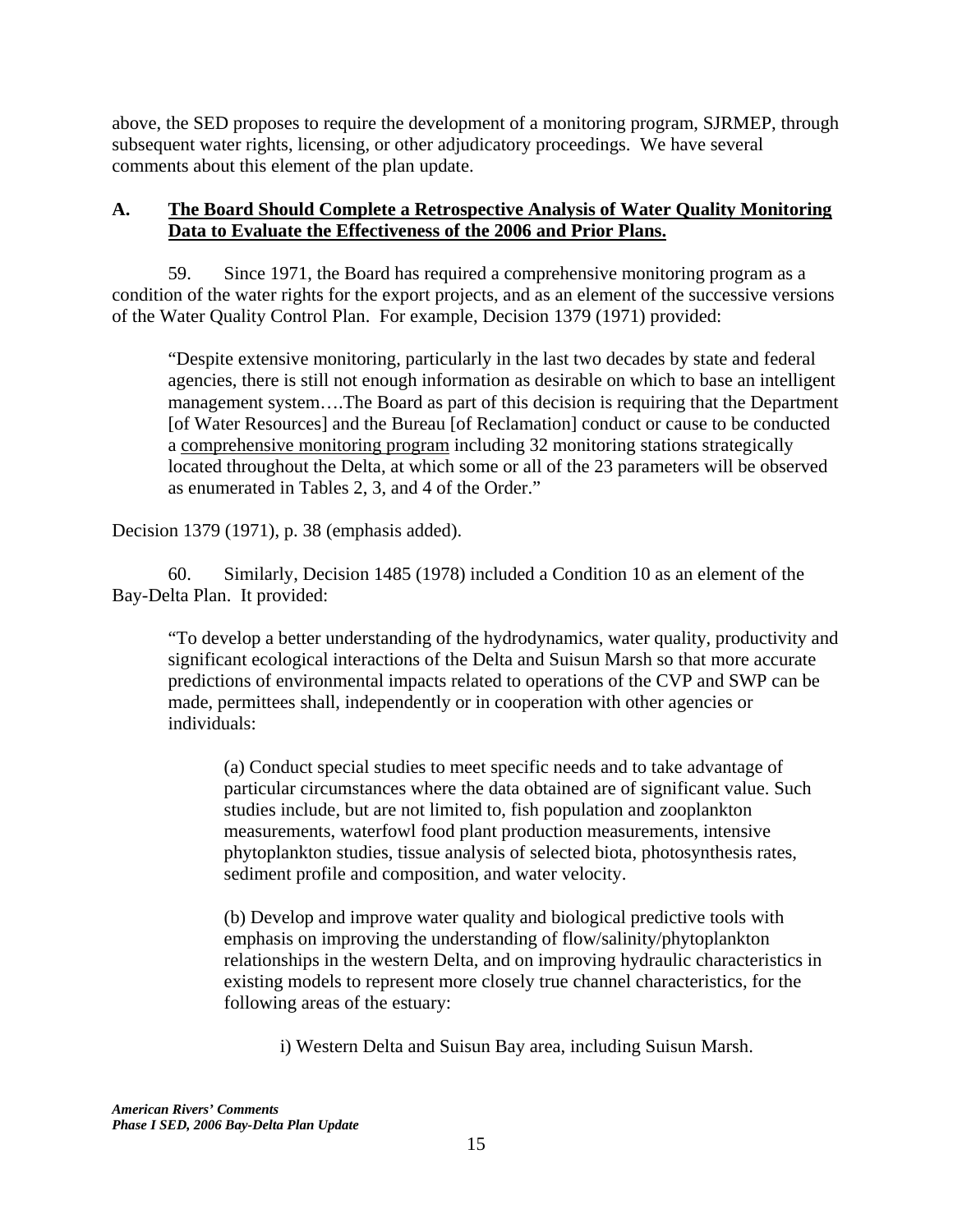above, the SED proposes to require the development of a monitoring program, SJRMEP, through subsequent water rights, licensing, or other adjudicatory proceedings. We have several comments about this element of the plan update.

## A. **<u>The Board Should Complete a Retrospective Analysis of Water Quality Monitoring Data to Evaluate the Effectiveness of the 2006 and Prior Plans.</u>**

59. Since 1971, the Board has required a comprehensive monitoring program as a condition of the water rights for the export projects, and as an element of the successive versions of the Water Quality Control Plan. For example, Decision 1379 (1971) provided:

> "Despite extensive monitoring, particularly in the last two decades by state and federal agencies, there is still not enough information as desirable on which to base an intelligent management system….The Board as part of this decision is requiring that the Department [of Water Resources] and the Bureau [of Reclamation] conduct or cause to be conducted a <u>comprehensive monitoring program</u> including 32 monitoring stations strategically located throughout the Delta, at which some or all of the 23 parameters will be observed as enumerated in Tables 2, 3, and 4 of the Order."

Decision 1379 (1971), p. 38 (emphasis added).

60. Similarly, Decision 1485 (1978) included a Condition 10 as an element of the Bay-Delta Plan. It provided:

> "To develop a better understanding of the hydrodynamics, water quality, productivity and significant ecological interactions of the Delta and Suisun Marsh so that more accurate predictions of environmental impacts related to operations of the CVP and SWP can be made, permittees shall, independently or in cooperation with other agencies or individuals:
>
> (a) Conduct special studies to meet specific needs and to take advantage of particular circumstances where the data obtained are of significant value. Such studies include, but are not limited to, fish population and zooplankton measurements, waterfowl food plant production measurements, intensive phytoplankton studies, tissue analysis of selected biota, photosynthesis rates, sediment profile and composition, and water velocity.
>
> (b) Develop and improve water quality and biological predictive tools with emphasis on improving the understanding of flow/salinity/phytoplankton relationships in the western Delta, and on improving hydraulic characteristics in existing models to represent more closely true channel characteristics, for the following areas of the estuary:
>
> i) Western Delta and Suisun Bay area, including Suisun Marsh.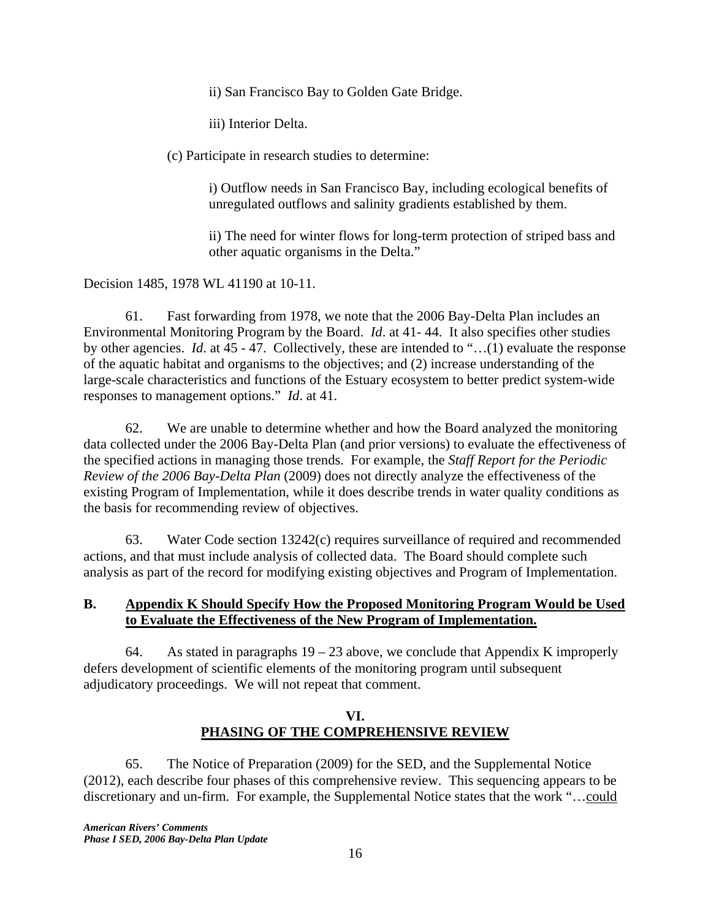ii) San Francisco Bay to Golden Gate Bridge.

iii) Interior Delta.

(c) Participate in research studies to determine:

i) Outflow needs in San Francisco Bay, including ecological benefits of unregulated outflows and salinity gradients established by them.

ii) The need for winter flows for long-term protection of striped bass and other aquatic organisms in the Delta."

Decision 1485, 1978 WL 41190 at 10-11.

61. Fast forwarding from 1978, we note that the 2006 Bay-Delta Plan includes an Environmental Monitoring Program by the Board. *Id*. at 41- 44. It also specifies other studies by other agencies. *Id*. at 45 - 47. Collectively, these are intended to "…(1) evaluate the response of the aquatic habitat and organisms to the objectives; and (2) increase understanding of the large-scale characteristics and functions of the Estuary ecosystem to better predict system-wide responses to management options." *Id*. at 41.

62. We are unable to determine whether and how the Board analyzed the monitoring data collected under the 2006 Bay-Delta Plan (and prior versions) to evaluate the effectiveness of the specified actions in managing those trends. For example, the *Staff Report for the Periodic Review of the 2006 Bay-Delta Plan* (2009) does not directly analyze the effectiveness of the existing Program of Implementation, while it does describe trends in water quality conditions as the basis for recommending review of objectives.

63. Water Code section 13242(c) requires surveillance of required and recommended actions, and that must include analysis of collected data. The Board should complete such analysis as part of the record for modifying existing objectives and Program of Implementation.

### B. Appendix K Should Specify How the Proposed Monitoring Program Would be Used to Evaluate the Effectiveness of the New Program of Implementation.

64. As stated in paragraphs 19 – 23 above, we conclude that Appendix K improperly defers development of scientific elements of the monitoring program until subsequent adjudicatory proceedings. We will not repeat that comment.

## VI. PHASING OF THE COMPREHENSIVE REVIEW

65. The Notice of Preparation (2009) for the SED, and the Supplemental Notice (2012), each describe four phases of this comprehensive review. This sequencing appears to be discretionary and un-firm. For example, the Supplemental Notice states that the work "…could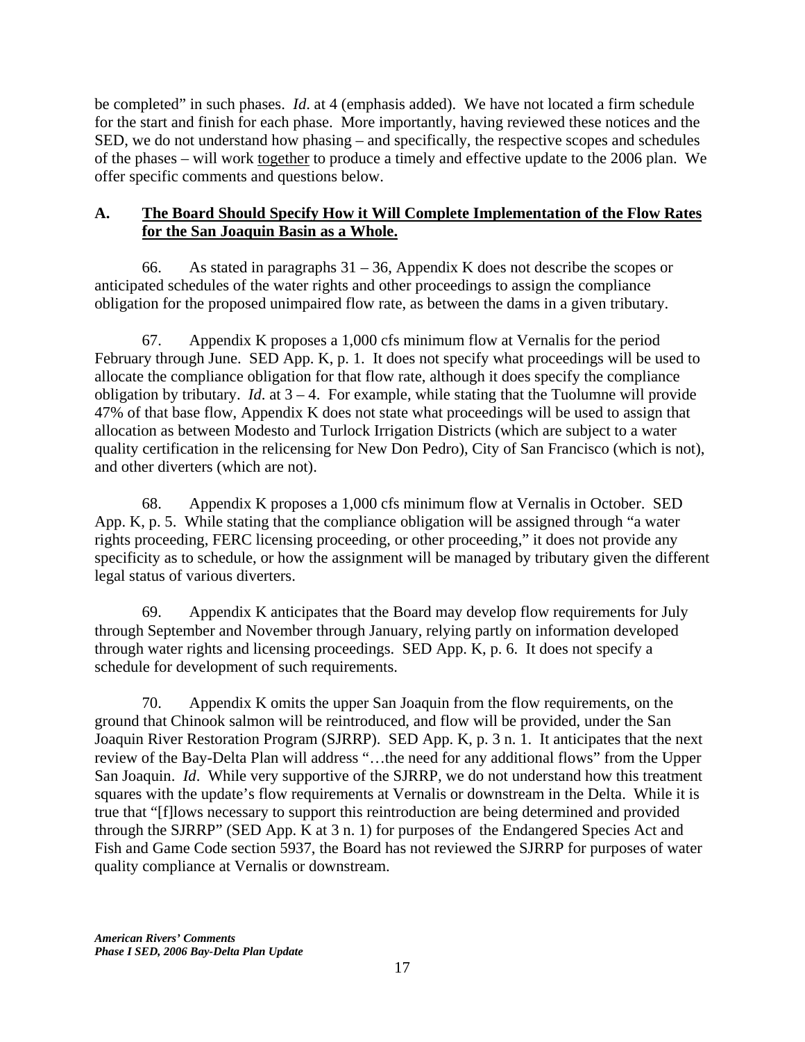be completed" in such phases. *Id*. at 4 (emphasis added). We have not located a firm schedule for the start and finish for each phase. More importantly, having reviewed these notices and the SED, we do not understand how phasing – and specifically, the respective scopes and schedules of the phases – will work <u>together</u> to produce a timely and effective update to the 2006 plan. We offer specific comments and questions below.

## A. <u>The Board Should Specify How it Will Complete Implementation of the Flow Rates for the San Joaquin Basin as a Whole.</u>

66. As stated in paragraphs 31 – 36, Appendix K does not describe the scopes or anticipated schedules of the water rights and other proceedings to assign the compliance obligation for the proposed unimpaired flow rate, as between the dams in a given tributary.

67. Appendix K proposes a 1,000 cfs minimum flow at Vernalis for the period February through June. SED App. K, p. 1. It does not specify what proceedings will be used to allocate the compliance obligation for that flow rate, although it does specify the compliance obligation by tributary. *Id*. at 3 – 4. For example, while stating that the Tuolumne will provide 47% of that base flow, Appendix K does not state what proceedings will be used to assign that allocation as between Modesto and Turlock Irrigation Districts (which are subject to a water quality certification in the relicensing for New Don Pedro), City of San Francisco (which is not), and other diverters (which are not).

68. Appendix K proposes a 1,000 cfs minimum flow at Vernalis in October. SED App. K, p. 5. While stating that the compliance obligation will be assigned through "a water rights proceeding, FERC licensing proceeding, or other proceeding," it does not provide any specificity as to schedule, or how the assignment will be managed by tributary given the different legal status of various diverters.

69. Appendix K anticipates that the Board may develop flow requirements for July through September and November through January, relying partly on information developed through water rights and licensing proceedings. SED App. K, p. 6. It does not specify a schedule for development of such requirements.

70. Appendix K omits the upper San Joaquin from the flow requirements, on the ground that Chinook salmon will be reintroduced, and flow will be provided, under the San Joaquin River Restoration Program (SJRRP). SED App. K, p. 3 n. 1. It anticipates that the next review of the Bay-Delta Plan will address "…the need for any additional flows" from the Upper San Joaquin. *Id*. While very supportive of the SJRRP, we do not understand how this treatment squares with the update's flow requirements at Vernalis or downstream in the Delta. While it is true that "[f]lows necessary to support this reintroduction are being determined and provided through the SJRRP" (SED App. K at 3 n. 1) for purposes of the Endangered Species Act and Fish and Game Code section 5937, the Board has not reviewed the SJRRP for purposes of water quality compliance at Vernalis or downstream.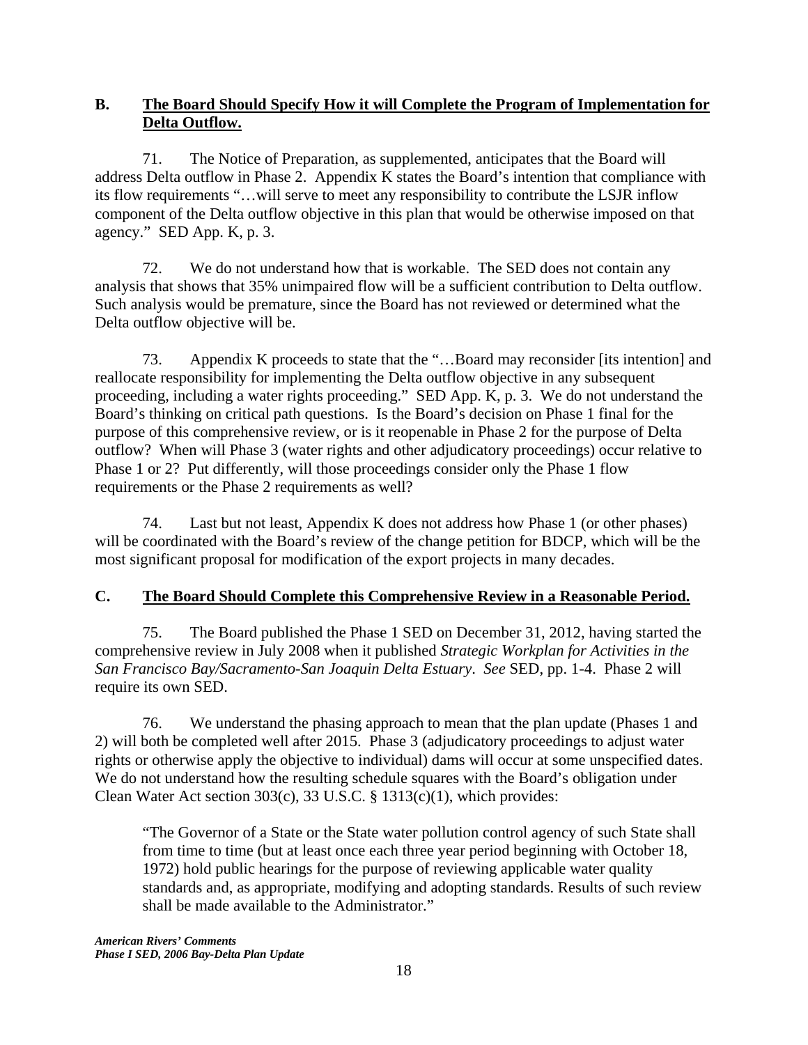## B. The Board Should Specify How it will Complete the Program of Implementation for Delta Outflow.

71. The Notice of Preparation, as supplemented, anticipates that the Board will address Delta outflow in Phase 2. Appendix K states the Board's intention that compliance with its flow requirements "…will serve to meet any responsibility to contribute the LSJR inflow component of the Delta outflow objective in this plan that would be otherwise imposed on that agency." SED App. K, p. 3.

72. We do not understand how that is workable. The SED does not contain any analysis that shows that 35% unimpaired flow will be a sufficient contribution to Delta outflow. Such analysis would be premature, since the Board has not reviewed or determined what the Delta outflow objective will be.

73. Appendix K proceeds to state that the "…Board may reconsider [its intention] and reallocate responsibility for implementing the Delta outflow objective in any subsequent proceeding, including a water rights proceeding." SED App. K, p. 3. We do not understand the Board's thinking on critical path questions. Is the Board's decision on Phase 1 final for the purpose of this comprehensive review, or is it reopenable in Phase 2 for the purpose of Delta outflow? When will Phase 3 (water rights and other adjudicatory proceedings) occur relative to Phase 1 or 2? Put differently, will those proceedings consider only the Phase 1 flow requirements or the Phase 2 requirements as well?

74. Last but not least, Appendix K does not address how Phase 1 (or other phases) will be coordinated with the Board's review of the change petition for BDCP, which will be the most significant proposal for modification of the export projects in many decades.

## C. The Board Should Complete this Comprehensive Review in a Reasonable Period.

75. The Board published the Phase 1 SED on December 31, 2012, having started the comprehensive review in July 2008 when it published *Strategic Workplan for Activities in the San Francisco Bay/Sacramento-San Joaquin Delta Estuary*. *See* SED, pp. 1-4. Phase 2 will require its own SED.

76. We understand the phasing approach to mean that the plan update (Phases 1 and 2) will both be completed well after 2015. Phase 3 (adjudicatory proceedings to adjust water rights or otherwise apply the objective to individual) dams will occur at some unspecified dates. We do not understand how the resulting schedule squares with the Board's obligation under Clean Water Act section 303(c), 33 U.S.C. § 1313(c)(1), which provides:

> "The Governor of a State or the State water pollution control agency of such State shall from time to time (but at least once each three year period beginning with October 18, 1972) hold public hearings for the purpose of reviewing applicable water quality standards and, as appropriate, modifying and adopting standards. Results of such review shall be made available to the Administrator."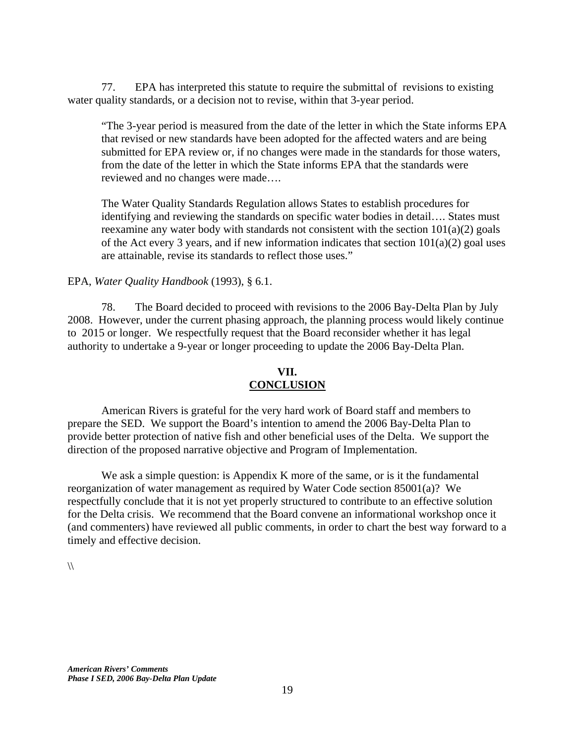77. EPA has interpreted this statute to require the submittal of revisions to existing water quality standards, or a decision not to revise, within that 3-year period.

> "The 3-year period is measured from the date of the letter in which the State informs EPA that revised or new standards have been adopted for the affected waters and are being submitted for EPA review or, if no changes were made in the standards for those waters, from the date of the letter in which the State informs EPA that the standards were reviewed and no changes were made….
>
> The Water Quality Standards Regulation allows States to establish procedures for identifying and reviewing the standards on specific water bodies in detail…. States must reexamine any water body with standards not consistent with the section 101(a)(2) goals of the Act every 3 years, and if new information indicates that section 101(a)(2) goal uses are attainable, revise its standards to reflect those uses."

EPA, *Water Quality Handbook* (1993), § 6.1.

78. The Board decided to proceed with revisions to the 2006 Bay-Delta Plan by July 2008. However, under the current phasing approach, the planning process would likely continue to 2015 or longer. We respectfully request that the Board reconsider whether it has legal authority to undertake a 9-year or longer proceeding to update the 2006 Bay-Delta Plan.

## VII.
## CONCLUSION

American Rivers is grateful for the very hard work of Board staff and members to prepare the SED. We support the Board's intention to amend the 2006 Bay-Delta Plan to provide better protection of native fish and other beneficial uses of the Delta. We support the direction of the proposed narrative objective and Program of Implementation.

We ask a simple question: is Appendix K more of the same, or is it the fundamental reorganization of water management as required by Water Code section 85001(a)? We respectfully conclude that it is not yet properly structured to contribute to an effective solution for the Delta crisis. We recommend that the Board convene an informational workshop once it (and commenters) have reviewed all public comments, in order to chart the best way forward to a timely and effective decision.

\\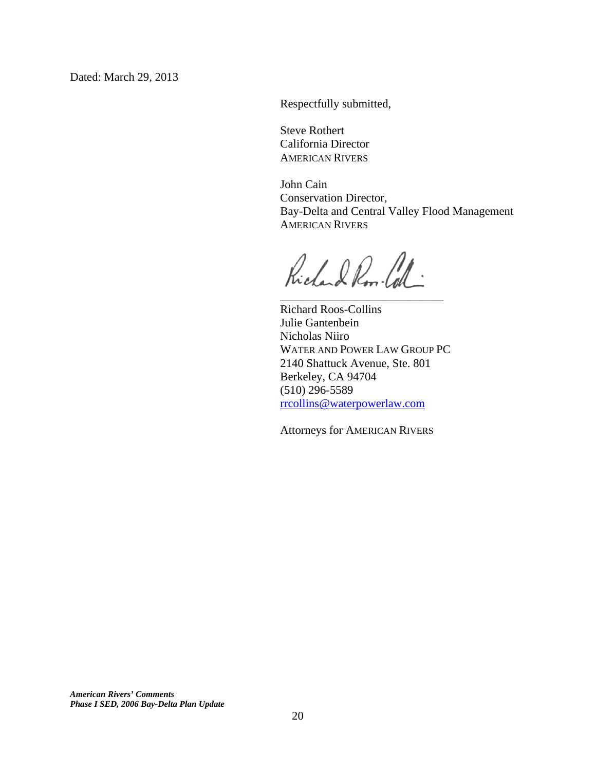Dated: March 29, 2013

Respectfully submitted,

Steve Rothert
California Director
AMERICAN RIVERS

John Cain
Conservation Director,
Bay-Delta and Central Valley Flood Management
AMERICAN RIVERS

\_\_\_\_\_\_\_\_\_\_\_\_\_\_\_\_\_\_\_\_\_\_\_\_\_\_\_\_\_\_

Richard Roos-Collins
Julie Gantenbein
Nicholas Niiro
WATER AND POWER LAW GROUP PC
2140 Shattuck Avenue, Ste. 801
Berkeley, CA 94704
(510) 296-5589
rrcollins@waterpowerlaw.com

Attorneys for AMERICAN RIVERS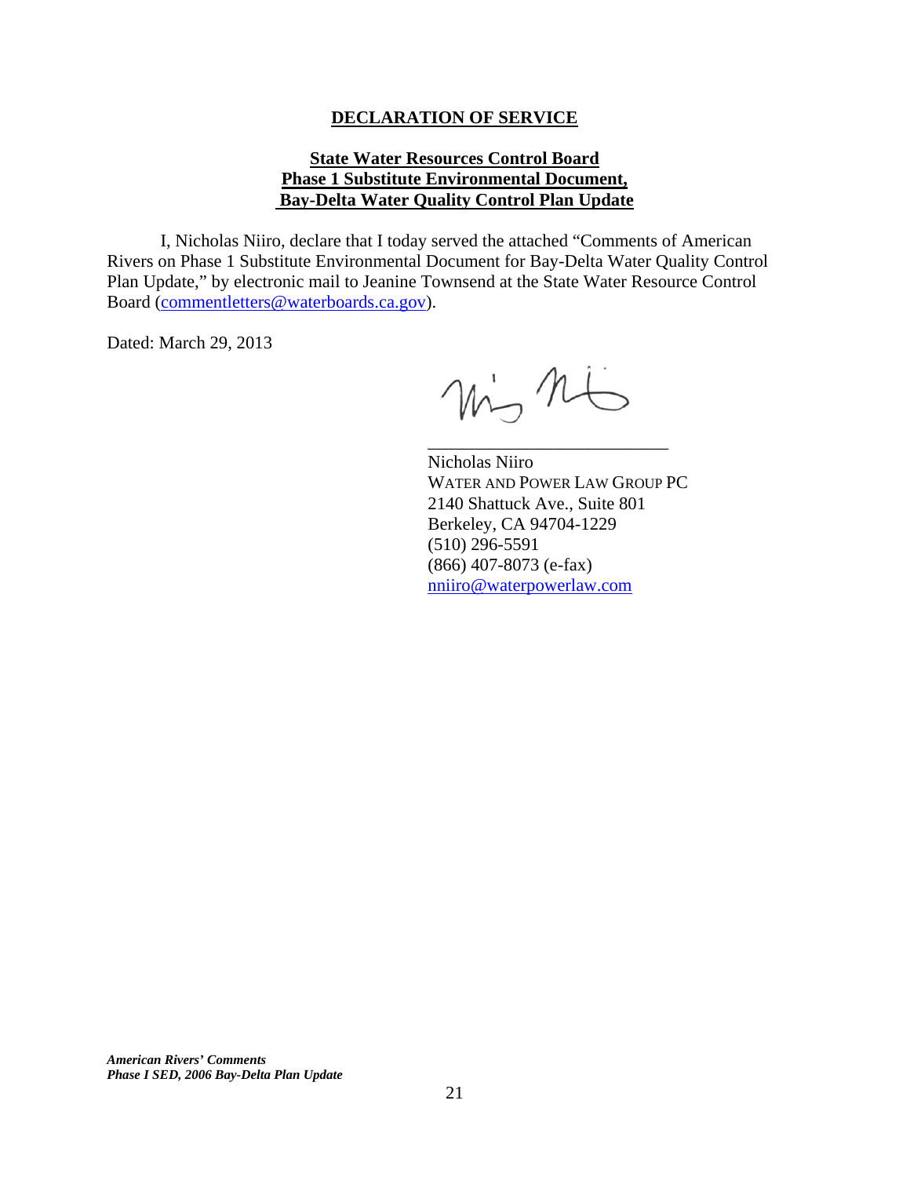## DECLARATION OF SERVICE

### State Water Resources Control Board
### Phase 1 Substitute Environmental Document,
### Bay-Delta Water Quality Control Plan Update

I, Nicholas Niiro, declare that I today served the attached "Comments of American Rivers on Phase 1 Substitute Environmental Document for Bay-Delta Water Quality Control Plan Update," by electronic mail to Jeanine Townsend at the State Water Resource Control Board (commentletters@waterboards.ca.gov).

Dated: March 29, 2013

\_\_\_\_\_\_\_\_\_\_\_\_\_\_\_\_\_\_\_\_\_\_\_\_\_\_\_\_
Nicholas Niiro
WATER AND POWER LAW GROUP PC
2140 Shattuck Ave., Suite 801
Berkeley, CA 94704-1229
(510) 296-5591
(866) 407-8073 (e-fax)
nniiro@waterpowerlaw.com